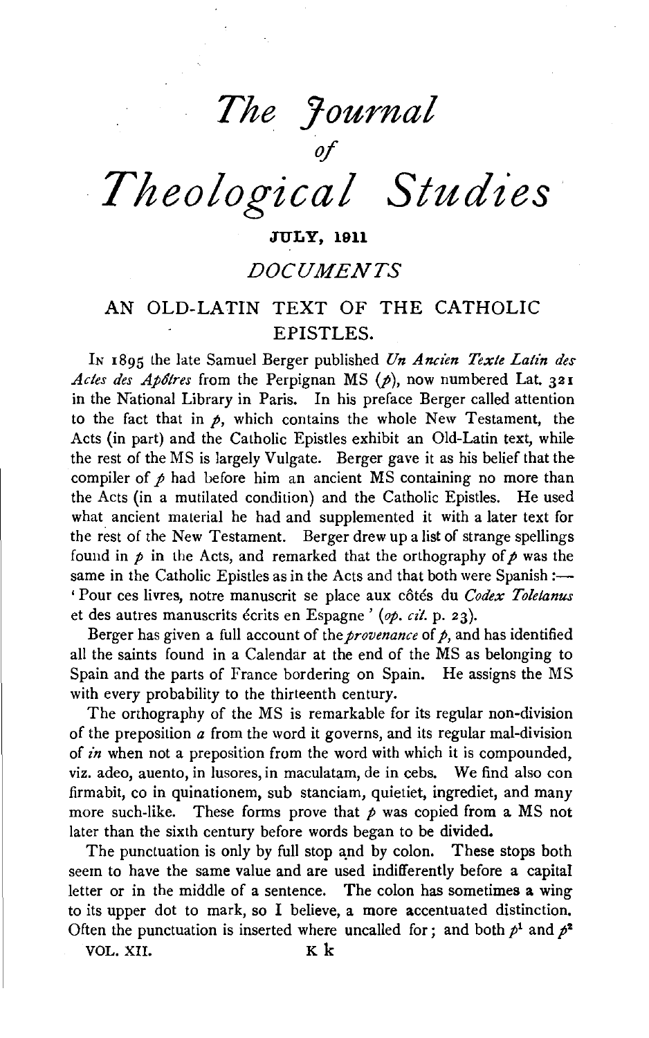# *The Journal of Theological Studies*

JULY, 1911

## *DOCUMENTS*

### AN OLD-LATIN TEXT OF THE CATHOLIC EPISTLES.

IN 1895 the late Samuel Berger published *Un Ancien Texte Latin des Actes des Apôtres* from the Perpignan MS (*p*), now numbered Lat. 321 in the National Library in Paris. In his preface Berger called attention to the fact that in *p*, which contains the whole New Testament, the Acts (in part) and the Catholic Epistles exhibit an Old-Latin text, while the rest of the MS is largely Vulgate. Berger gave it as his belief that the compiler of *p* had before him an ancient MS containing no more than the Acts (in a mutilated condition) and the Catholic Epistles. He used what ancient material he had and supplemented it with a later text for the rest of the New Testament. Berger drew up a list of strange spellings found in *p* in the Acts, and remarked that the orthography of *p* was the same in the Catholic Epistles as in the Acts and that both were Spanish :— 'Pour ces livres, notre manuscrit se place aux côtés du *Codex Toletanus* et des autres manuscrits écrits en Espagne' (*op. cit.* p. 23).

Berger has given a full account of the *provenance* of *p*, and has identified all the saints found in a Calendar at the end of the MS as belonging to Spain and the parts of France bordering on Spain. He assigns the MS with every probability to the thirteenth century.

The orthography of the MS is remarkable for its regular non-division of the preposition *a* from the word it governs, and its regular mal-division of *in* when not a preposition from the word with which it is compounded, viz. adeo, auento, in lusores, in maculatam, de in cebs. We find also con firmabit, co in quinationem, sub stanciam, quietiet, ingrediet, and many more such-like. These forms prove that *p* was copied from a MS not later than the sixth century before words began to be divided.

The punctuation is only by full stop and by colon. These stops both seem to have the same value and are used indifferently before a capital letter or in the middle of a sentence. The colon has sometimes a wing to its upper dot to mark, so I believe, a more accentuated distinction. Often the punctuation is inserted where uncalled for; and both $p^1$ and $p^2$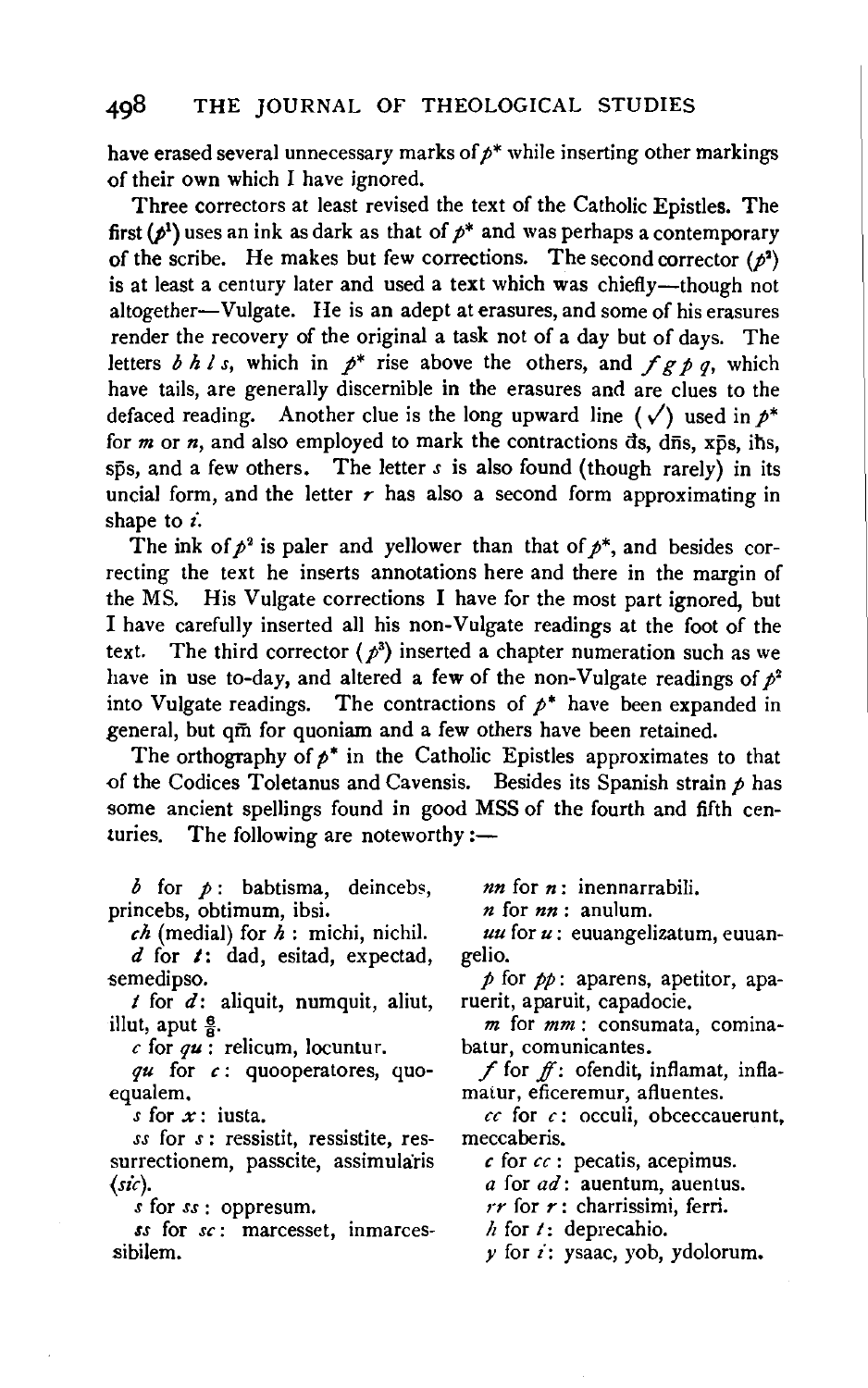have erased several unnecessary marks of $p^*$ while inserting other markings of their own which I have ignored.

Three correctors at least revised the text of the Catholic Epistles. The first ($p^1$) uses an ink as dark as that of $p^*$ and was perhaps a contemporary of the scribe. He makes but few corrections. The second corrector ($p^2$) is at least a century later and used a text which was chiefly—though not altogether—Vulgate. He is an adept at erasures, and some of his erasures render the recovery of the original a task not of a day but of days. The letters *b h l s*, which in $p^*$ rise above the others, and *f g p q*, which have tails, are generally discernible in the erasures and are clues to the defaced reading. Another clue is the long upward line (√) used in $p^*$ for *m* or *n*, and also employed to mark the contractions d̄s, dn̄s, xp̄s, ih̄s, sp̄s, and a few others. The letter *s* is also found (though rarely) in its uncial form, and the letter *r* has also a second form approximating in shape to *i*.

The ink of $p^2$ is paler and yellower than that of $p^*$, and besides correcting the text he inserts annotations here and there in the margin of the MS. His Vulgate corrections I have for the most part ignored, but I have carefully inserted all his non-Vulgate readings at the foot of the text. The third corrector ($p^3$) inserted a chapter numeration such as we have in use to-day, and altered a few of the non-Vulgate readings of $p^2$ into Vulgate readings. The contractions of $p^*$ have been expanded in general, but qm̄ for quoniam and a few others have been retained.

The orthography of $p^*$ in the Catholic Epistles approximates to that of the Codices Toletanus and Cavensis. Besides its Spanish strain *p* has some ancient spellings found in good MSS of the fourth and fifth centuries. The following are noteworthy:—

*b* for *p*: babtisma, deincebs, princebs, obtimum, ibsi.

*ch* (medial) for *h*: michi, nichil.

*d* for *t*: dad, esitad, expectad, semedipso.

*t* for *d*: aliquit, numquit, aliut, illut, aput $\frac{8}{8}$.

*c* for *qu*: relicum, locuntur.

*qu* for *c*: quooperatores, quoequalem.

*s* for *x*: iusta.

*ss* for *s*: ressistit, ressistite, ressurrectionem, passcite, assimularis (*sic*).

*s* for *ss*: oppresum.

*ss* for *sc*: marcesset, inmarcessibilem.

*nn* for *n*: inennarrabili.

*n* for *nn*: anulum.

*uu* for *u*: euuangelizatum, euuangelio.

*p* for *pp*: aparens, apetitor, aparuerit, aparuit, capadocie.

*m* for *mm*: consumata, cominabatur, comunicantes.

*f* for *ff*: ofendit, inflamat, inflamatur, eficeremur, afluentes.

*cc* for *c*: occuli, obceccauerunt, meccaberis.

*c* for *cc*: pecatis, acepimus.

*a* for *ad*: auentum, auentus.

*rr* for *r*: charrissimi, ferri.

*h* for *t*: deprecahio.

*y* for *i*: ysaac, yob, ydolorum.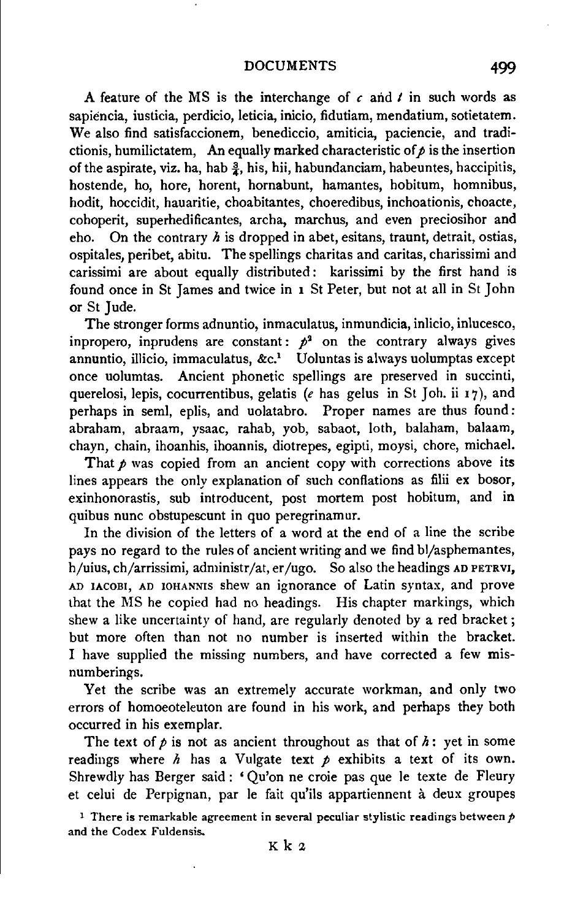A feature of the MS is the interchange of *c* and *t* in such words as sapiencia, iusticia, perdicio, leticia, inicio, fidutiam, mendatium, sotietatem. We also find satisfaccionem, benediccio, amiticia, paciencie, and tradictionis, humilictatem, An equally marked characteristic of *p* is the insertion of the aspirate, viz. ha, hab $\frac{3}{4}$, his, hii, habundanciam, habeuntes, haccipitis, hostende, ho, hore, horent, hornabunt, hamantes, hobitum, homnibus, hodit, hoccidit, hauaritie, choabitantes, choeredibus, inchoationis, choacte, cohoperit, superhedificantes, archa, marchus, and even preciosihor and eho. On the contrary *h* is dropped in abet, esitans, traunt, detrait, ostias, ospitales, peribet, abitu. The spellings charitas and caritas, charissimi and carissimi are about equally distributed: karissimi by the first hand is found once in St James and twice in 1 St Peter, but not at all in St John or St Jude.

The stronger forms adnuntio, inmaculatus, inmundicia, inlicio, inlucesco, inpropero, inprudens are constant: $p^2$ on the contrary always gives annuntio, illicio, immaculatus, &c.[1] Uoluntas is always uolumptas except once uolumtas. Ancient phonetic spellings are preserved in succinti, querelosi, lepis, cocurrentibus, gelatis (*e* has gelus in St Joh. ii 17), and perhaps in seml, eplis, and uolatabro. Proper names are thus found: abraham, abraam, ysaac, rahab, yob, sabaot, loth, balaham, balaam, chayn, chain, ihoanhis, ihoannis, diotrepes, egipti, moysi, chore, michael.

That *p* was copied from an ancient copy with corrections above its lines appears the only explanation of such conflations as filii ex bosor, exinhonorastis, sub introducent, post mortem post hobitum, and in quibus nunc obstupescunt in quo peregrinamur.

In the division of the letters of a word at the end of a line the scribe pays no regard to the rules of ancient writing and we find bl/asphemantes, h/uius, ch/arrissimi, administr/at, er/ugo. So also the headings AD PETRVI, AD IACOBI, AD IOHANNIS shew an ignorance of Latin syntax, and prove that the MS he copied had no headings. His chapter markings, which shew a like uncertainty of hand, are regularly denoted by a red bracket; but more often than not no number is inserted within the bracket. I have supplied the missing numbers, and have corrected a few misnumberings.

Yet the scribe was an extremely accurate workman, and only two errors of homoeoteleuton are found in his work, and perhaps they both occurred in his exemplar.

The text of *p* is not as ancient throughout as that of *h*: yet in some readings where *h* has a Vulgate text *p* exhibits a text of its own. Shrewdly has Berger said: 'Qu'on ne croie pas que le texte de Fleury et celui de Perpignan, par le fait qu'ils appartiennent à deux groupes

[1] There is remarkable agreement in several peculiar stylistic readings between *p* and the Codex Fuldensis.

K k 2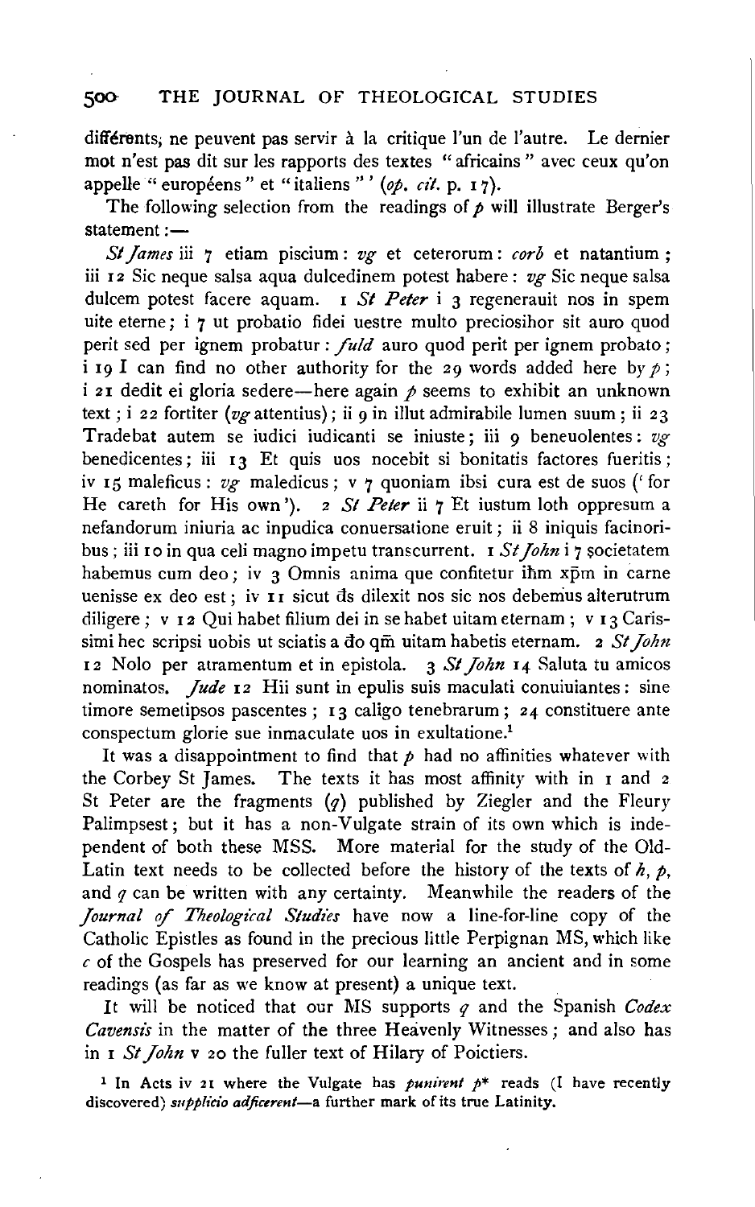différents, ne peuvent pas servir à la critique l'un de l'autre. Le dernier mot n'est pas dit sur les rapports des textes "africains" avec ceux qu'on appelle "européens" et "italiens"' (*op. cit.* p. 17).

The following selection from the readings of *p* will illustrate Berger's statement:—

*St James* iii 7 etiam piscium: *vg* et ceterorum: *corb* et natantium; iii 12 Sic neque salsa aqua dulcedinem potest habere: *vg* Sic neque salsa dulcem potest facere aquam. 1 *St Peter* i 3 regenerauit nos in spem uite eterne; i 7 ut probatio fidei uestre multo preciosihor sit auro quod perit sed per ignem probatur: *fuld* auro quod perit per ignem probato; i 19 I can find no other authority for the 29 words added here by *p*; i 21 dedit ei gloria sedere—here again *p* seems to exhibit an unknown text; i 22 fortiter (*vg* attentius); ii 9 in illut admirabile lumen suum; ii 23 Tradebat autem se iudici iudicanti se iniuste; iii 9 beneuolentes: *vg* benedicentes; iii 13 Et quis uos nocebit si bonitatis factores fueritis; iv 15 maleficus: *vg* maledicus; v 7 quoniam ibsi cura est de suos ('for He careth for His own'). 2 *St Peter* ii 7 Et iustum loth oppresum a nefandorum iniuria ac inpudica conuersatione eruit; ii 8 iniquis facinoribus; iii 10 in qua celi magno impetu transcurrent. 1 *St John* i 7 societatem habemus cum deo; iv 3 Omnis anima que confitetur ihm xpm in carne uenisse ex deo est; iv 11 sicut ds dilexit nos sic nos debemus alterutrum diligere; v 12 Qui habet filium dei in se habet uitam eternam; v 13 Carissimi hec scripsi uobis ut sciatis a do qm uitam habetis eternam. 2 *St John* 12 Nolo per atramentum et in epistola. 3 *St John* 14 Saluta tu amicos nominatos. *Jude* 12 Hii sunt in epulis suis maculati conuiuiantes: sine timore semetipsos pascentes; 13 caligo tenebrarum; 24 constituere ante conspectum glorie sue inmaculate uos in exultatione.[1]

It was a disappointment to find that *p* had no affinities whatever with the Corbey St James. The texts it has most affinity with in 1 and 2 St Peter are the fragments (*q*) published by Ziegler and the Fleury Palimpsest; but it has a non-Vulgate strain of its own which is independent of both these MSS. More material for the study of the Old-Latin text needs to be collected before the history of the texts of *h*, *p*, and *q* can be written with any certainty. Meanwhile the readers of the *Journal of Theological Studies* have now a line-for-line copy of the Catholic Epistles as found in the precious little Perpignan MS, which like *c* of the Gospels has preserved for our learning an ancient and in some readings (as far as we know at present) a unique text.

It will be noticed that our MS supports *q* and the Spanish *Codex Cavensis* in the matter of the three Heavenly Witnesses; and also has in 1 *St John* v 20 the fuller text of Hilary of Poictiers.

[1] In Acts iv 21 where the Vulgate has *punirent* *p*\* reads (I have recently discovered) *supplicio adficerent*—a further mark of its true Latinity.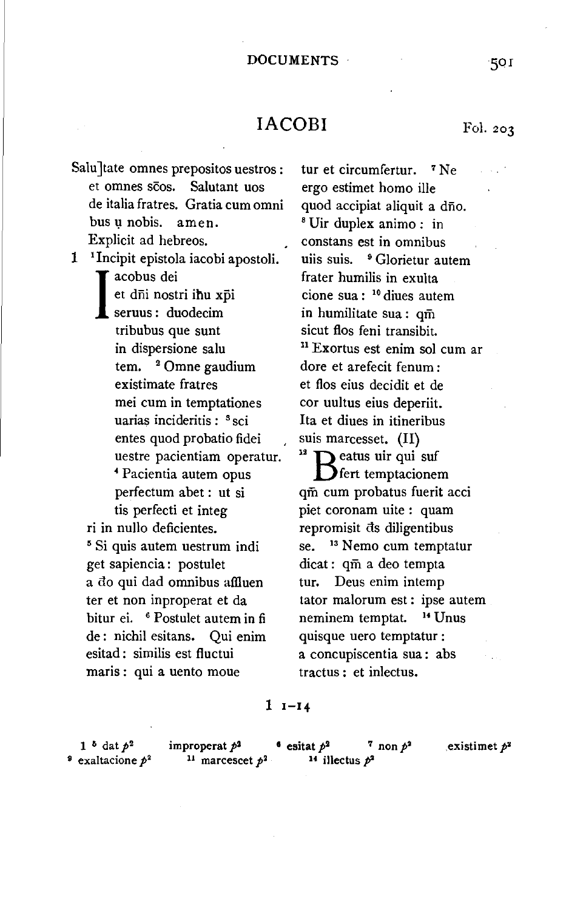# IACOBI

Fol. 203

Salu]tate omnes prepositos uestros :
et omnes scōs. Salutant uos
de italia fratres. Gratia cum omni
bus u̥ nobis. amen.
Explicit ad hebreos.

1 [1]Incipit epistola iacobi apostoli.

Iacobus dei
et dn̄i nostri ih̄u xp̄i
seruus : duodecim
tribubus que sunt
in dispersione salu
tem. [2] Omne gaudium
existimate fratres
mei cum in temptationes
uarias incideritis : [3] sci
entes quod probatio fidei
uestre pacientiam operatur.
[4] Pacientia autem opus
perfectum abet : ut si
tis perfecti et integ
ri in nullo deficientes.
[5] Si quis autem uestrum indi
get sapiencia : postulet
a d̄o qui dad omnibus affluen
ter et non inproperat et da
bitur ei. [6] Postulet autem in fi
de : nichil esitans. Qui enim
esitad : similis est fluctui
maris : qui a uento moue
tur et circumfertur. [7] Ne
ergo estimet homo ille
quod accipiat aliquit a dn̄o.
[8] Uir duplex animo : in
constans est in omnibus
uiis suis. [9] Glorietur autem
frater humilis in exulta
cione sua : [10] diues autem
in humilitate sua : qm̄
sicut flos feni transibit.
[11] Exortus est enim sol cum ar
dore et arefecit fenum :
et flos eius decidit et de
cor uultus eius deperiit.
Ita et diues in itineribus
suis marcesset. (II)
[12] Beatus uir qui suf
fert temptacionem
qm̄ cum probatus fuerit acci
piet coronam uite : quam
repromisit d̄s diligentibus
se. [13] Nemo cum temptatur
dicat : qm̄ a deo tempta
tur. Deus enim intemp
tator malorum est : ipse autem
neminem temptat. [14] Unus
quisque uero temptatur :
a concupiscentia sua : abs
tractus : et inlectus.

1 1–14

1 [5] dat $p^2$ improperat $p^2$ [6] esitat $p^2$ [7] non $p^2$ existimet $p^2$
[9] exaltacione $p^2$ [11] marcescet $p^2$ [14] illectus $p^2$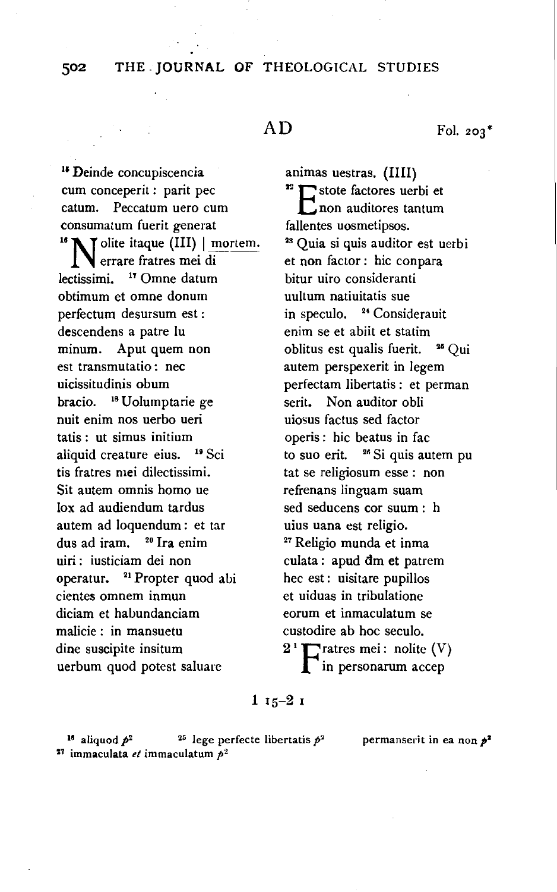AD Fol. 203*

[15] Deinde concupiscencia
cum conceperit : parit pec
catum. Peccatum uero cum
consumatum fuerit generat
[16] Nolite itaque (III) | mortem.
errare fratres mei di
lectissimi. [17] Omne datum
obtimum et omne donum
perfectum desursum est :
descendens a patre lu
minum. Aput quem non
est transmutatio : nec
uicissitudinis obum
bracio. [18] Uolumptarie ge
nuit enim nos uerbo ueri
tatis : ut simus initium
aliquid creature eius. [19] Sci
tis fratres mei dilectissimi.
Sit autem omnis homo ue
lox ad audiendum tardus
autem ad loquendum : et tar
dus ad iram. [20] Ira enim
uiri : iusticiam dei non
operatur. [21] Propter quod abi
cientes omnem inmun
diciam et habundanciam
malicie : in mansuetu
dine suscipite insitum
uerbum quod potest saluare
animas uestras. (IIII)
[22] Estote factores uerbi et
non auditores tantum
fallentes uosmetipsos.
[23] Quia si quis auditor est uerbi
et non factor : hic conpara
bitur uiro consideranti
uultum natiuitatis sue
in speculo. [24] Considerauit
enim se et abiit et statim
oblitus est qualis fuerit. [25] Qui
autem perspexerit in legem
perfectam libertatis : et perman
serit. Non auditor obli
uiosus factus sed factor
operis : hic beatus in fac
to suo erit. [26] Si quis autem pu
tat se religiosum esse : non
refrenans linguam suam
sed seducens cor suum : h
uius uana est religio.
[27] Religio munda et inma
culata : apud d̄m et patrem
hec est : uisitare pupillos
et uiduas in tribulatione
eorum et inmaculatum se
custodire ab hoc seculo.
2 [1] Fratres mei : nolite (V)
in personarum accep

1 15–2 1

[18] aliquod $p^2$ [25] lege perfecte libertatis $p^2$ permanserit in ea non $p^2$
[27] immaculata *et* immaculatum $p^2$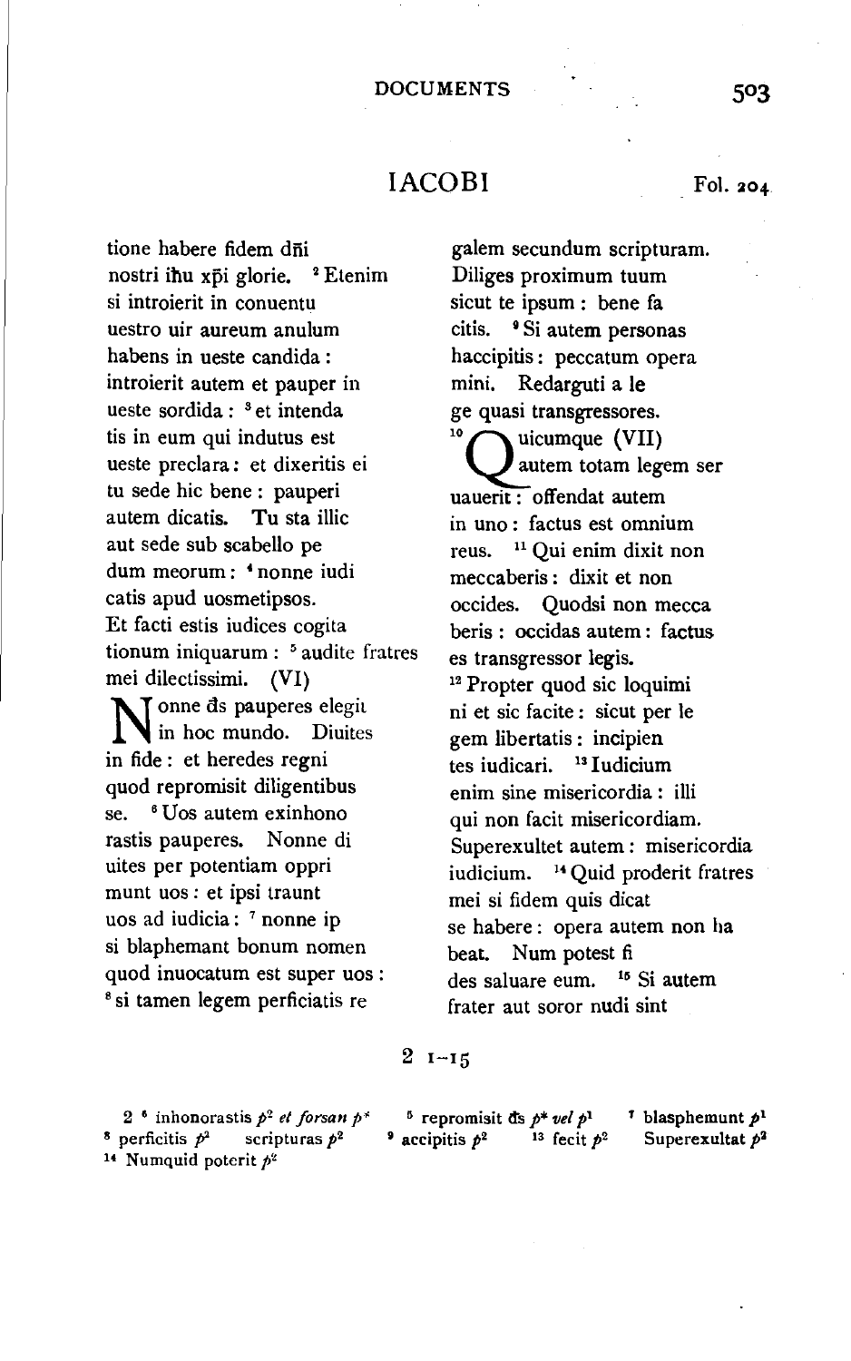## IACOBI

Fol. 204

tione habere fidem dñi
nostri ihu xpi glorie. [2] Etenim
si introierit in conuentu
uestro uir aureum anulum
habens in ueste candida :
introierit autem et pauper in
ueste sordida : [3] et intenda
tis in eum qui indutus est
ueste preclara : et dixeritis ei
tu sede hic bene : pauperi
autem dicatis. Tu sta illic
aut sede sub scabello pe
dum meorum : [4] nonne iudi
catis apud uosmetipsos.
Et facti estis iudices cogita
tionum iniquarum : [5] audite fratres
mei dilectissimi. (VI)
Nonne ds pauperes elegit
in hoc mundo. Diuites
in fide : et heredes regni
quod repromisit diligentibus
se. [6] Uos autem exinhono
rastis pauperes. Nonne di
uites per potentiam oppri
munt uos : et ipsi traunt
uos ad iudicia : [7] nonne ip
si blaphemant bonum nomen
quod inuocatum est super uos :
[8] si tamen legem perficiatis re
galem secundum scripturam.
Diliges proximum tuum
sicut te ipsum : bene fa
citis. [9] Si autem personas
haccipitis : peccatum opera
mini. Redarguti a le
ge quasi transgressores.
[10] Quicumque (VII)
autem totam legem ser
uauerit : offendat autem
in uno : factus est omnium
reus. [11] Qui enim dixit non
meccaberis : dixit et non
occides. Quodsi non mecca
beris : occidas autem : factus
es transgressor legis.
[12] Propter quod sic loquimi
ni et sic facite : sicut per le
gem libertatis : incipien
tes iudicari. [13] Iudicium
enim sine misericordia : illi
qui non facit misericordiam.
Superexultet autem : misericordia
iudicium. [14] Quid proderit fratres
mei si fidem quis dicat
se habere : opera autem non ha
beat. Num potest fi
des saluare eum. [15] Si autem
frater aut soror nudi sint

2 1–15

2 [6] inhonorastis $p^2$ *et forsan* $p^*$ [5] repromisit ds $p^*$ *vel* $p^1$ [7] blasphemunt $p^1$
[8] perficitis $p^2$ scripturas $p^2$ [9] accipitis $p^2$ [13] fecit $p^2$ Superexultat $p^2$
[14] Numquid poterit $p^2$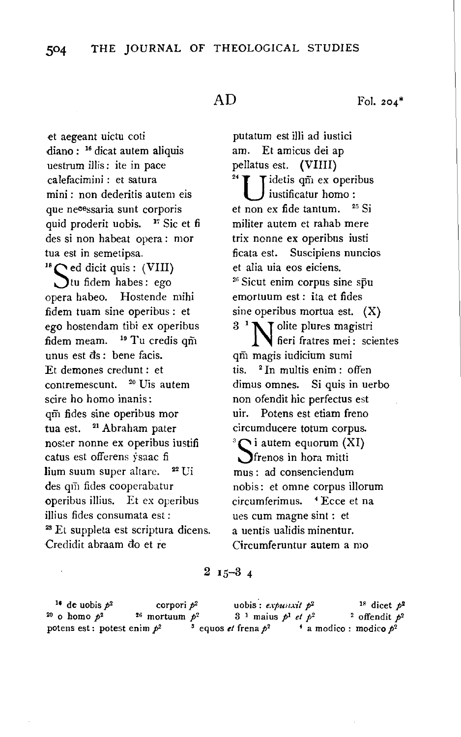AD Fol. 204*

et aegeant uictu coti
diano : [16] dicat autem aliquis
uestrum illis : ite in pace
calefacimini : et satura
mini : non dederitis autem eis
que necessaria sunt corporis
quid proderit uobis. [17] Sic et fi
des si non habeat opera : mor
tua est in semetipsa.
[18] Sed dicit quis : (VIII)
tu fidem habes : ego
opera habeo. Hostende mihi
fidem tuam sine operibus : et
ego hostendam tibi ex operibus
fidem meam. [19] Tu credis qm̄
unus est d̄s : bene facis.
Et demones credunt : et
contremescunt. [20] Uis autem
scire ho homo inanis :
qm̄ fides sine operibus mor
tua est. [21] Abraham pater
noster nonne ex operibus iustifi
catus est offerens ẏsaac fi
lium suum super altare. [22] Ui
des qm̄ fides cooperabatur
operibus illius. Et ex operibus
illius fides consumata est :
[23] Et suppleta est scriptura dicens.
Credidit abraam d̄o et r̄e

putatum est illi ad iustici
am. Et amicus dei ap
pellatus est. (VIIII)
[24] Uidetis qm̄ ex operibus
iustificatur homo :
et non ex fide tantum. [25] Si
militer autem et rahab mere
trix nonne ex operibus iusti
ficata est. Suscipiens nuncios
et alia uia eos eiciens.
[26] Sicut enim corpus sine sp̄u
emortuum est : ita et fides
sine operibus mortua est. (X)
3 [1] Nolite plures magistri
fieri fratres mei : scientes
qm̄ magis iudicium sumi
tis. [2] In multis enim : offen
dimus omnes. Si quis in uerbo
non ofendit hic perfectus est
uir. Potens est etiam freno
circumducere totum corpus.
[3] Si autem equorum (XI)
frenos in hora mitti
mus : ad consenciendum
nobis : et omne corpus illorum
circumferimus. [4] Ecce et na
ues cum magne sint : et
a uentis ualidis minentur.
Circumferuntur autem a mo

2 15–3 4

[14] de uobis $p^2$ corpori $p^2$ uobis : *expunxit* $p^2$ [18] dicet $p^2$
[20] o homo $p^2$ [26] mortuum $p^2$ 3 [1] maius $p^1$ *et* $p^2$ [2] offendit $p^2$
potens est : potest enim $p^2$ [3] equos *et* frena $p^2$ [4] a modico : modico $p^2$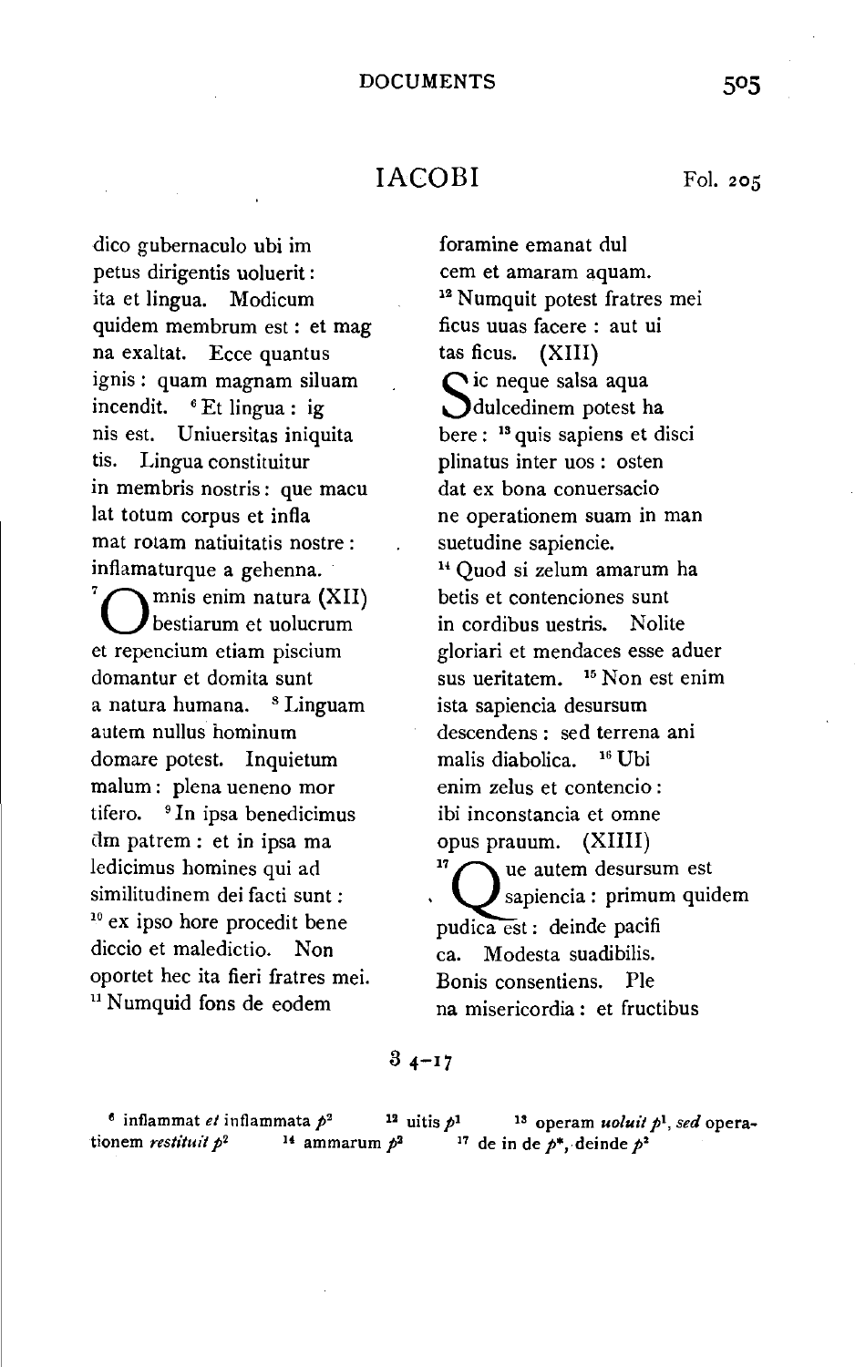## IACOBI

Fol. 205

dico gubernaculo ubi im
petus dirigentis uoluerit :
ita et lingua. Modicum
quidem membrum est : et mag
na exaltat. Ecce quantus
ignis : quam magnam siluam
incendit. [6] Et lingua : ig
nis est. Uniuersitas iniquita
tis. Lingua constituitur
in membris nostris : que macu
lat totum corpus et infla
mat rotam natiuitatis nostre :
inflamaturque a gehenna.
[7] Omnis enim natura (XII)
bestiarum et uolucrum
et repencium etiam piscium
domantur et domita sunt
a natura humana. [8] Linguam
autem nullus hominum
domare potest. Inquietum
malum : plena ueneno mor
tifero. [9] In ipsa benedicimus
dm patrem : et in ipsa ma
ledicimus homines qui ad
similitudinem dei facti sunt :
[10] ex ipso hore procedit bene
diccio et maledictio. Non
oportet hec ita fieri fratres mei.
[11] Numquid fons de eodem
foramine emanat dul
cem et amaram aquam.
[12] Numquit potest fratres mei
ficus uuas facere : aut ui
tas ficus. (XIII)
Sic neque salsa aqua
dulcedinem potest ha
bere : [13] quis sapiens et disci
plinatus inter uos : osten
dat ex bona conuersacio
ne operationem suam in man
suetudine sapiencie.
[14] Quod si zelum amarum ha
betis et contenciones sunt
in cordibus uestris. Nolite
gloriari et mendaces esse aduer
sus ueritatem. [15] Non est enim
ista sapiencia desursum
descendens : sed terrena ani
malis diabolica. [16] Ubi
enim zelus et contencio :
ibi inconstancia et omne
opus prauum. (XIIII)
[17] Que autem desursum est
sapiencia : primum quidem
pudica est : deinde pacifi
ca. Modesta suadibilis.
Bonis consentiens. Ple
na misericordia : et fructibus

3 4–17

[6] inflammat *et* inflammata $p^2$ [12] uitis $p^1$ [13] operam *uoluit* $p^1$, *sed* operationem *restituit* $p^2$ [14] ammarum $p^2$ [17] de in de $p^*$, deinde $p^2$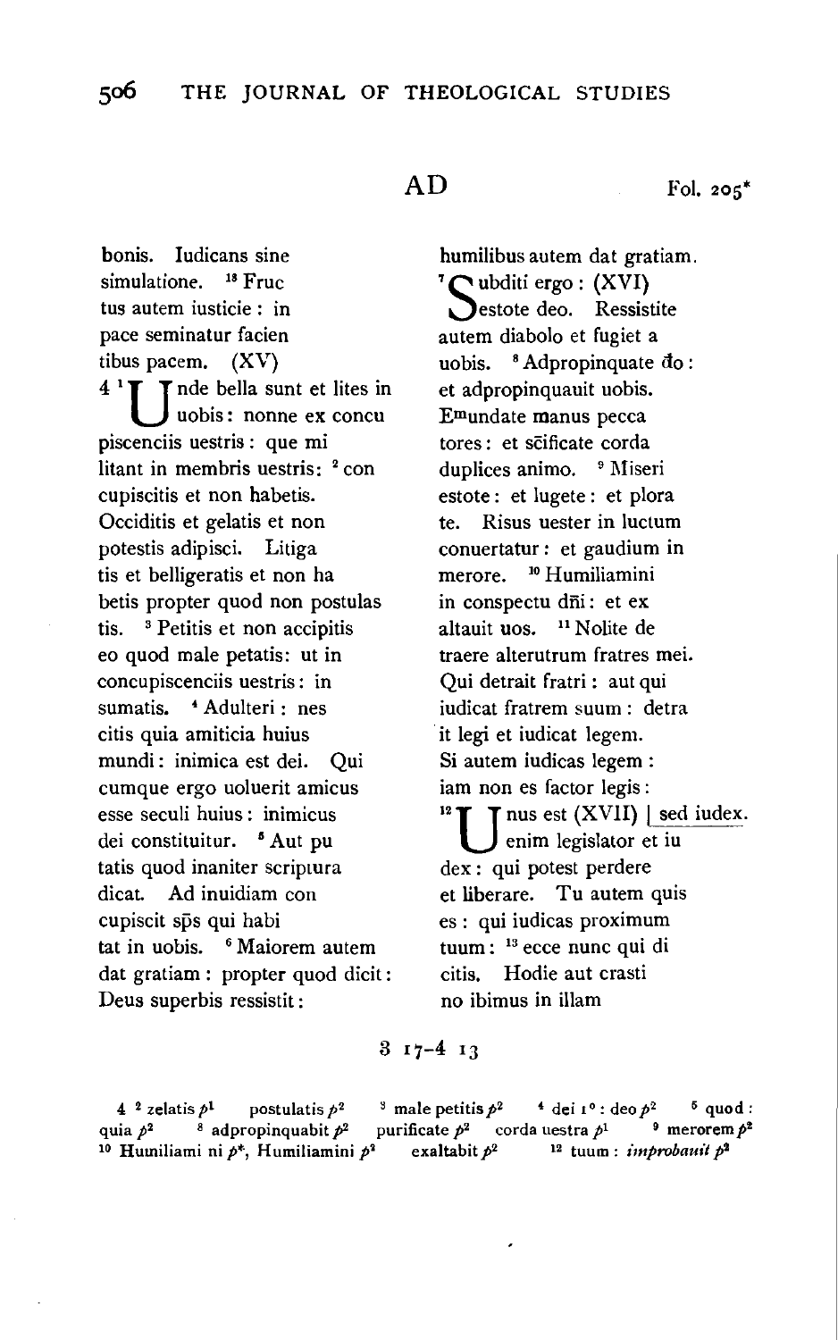AD Fol. 205*

bonis. Iudicans sine
simulatione. [18] Fruc
tus autem iusticie : in
pace seminatur facien
tibus pacem. (XV)
4 [1] Unde bella sunt et lites in
uobis : nonne ex concu
piscenciis uestris : que mi
litant in membris uestris : [2] con
cupiscitis et non habetis.
Occiditis et gelatis et non
potestis adipisci. Litiga
tis et belligeratis et non ha
betis propter quod non postulas
tis. [3] Petitis et non accipitis
eo quod male petatis : ut in
concupiscenciis uestris : in
sumatis. [4] Adulteri : nes
citis quia amiticia huius
mundi : inimica est dei. Qui
cumque ergo uoluerit amicus
esse seculi huius : inimicus
dei constituitur. [5] Aut pu
tatis quod inaniter scriptura
dicat. Ad inuidiam con
cupiscit sp̄s qui habi
tat in uobis. [6] Maiorem autem
dat gratiam : propter quod dicit :
Deus superbis ressistit :

humilibus autem dat gratiam.
[7] Subditi ergo : (XVI)
estote deo. Ressistite
autem diabolo et fugiet a
uobis. [8] Adpropinquate d̄o :
et adpropinquauit uobis.
Emundate manus pecca
tores : et sc̄ificate corda
duplices animo. [9] Miseri
estote : et lugete : et plora
te. Risus uester in luctum
conuertatur : et gaudium in
merore. [10] Humiliamini
in conspectu dn̄i : et ex
altauit uos. [11] Nolite de
traere alterutrum fratres mei.
Qui detrait fratri : aut qui
iudicat fratrem suum : detra
it legi et iudicat legem.
Si autem iudicas legem :
iam non es factor legis :
[12] Unus est (XVII) | sed iudex.
enim legislator et iu
dex : qui potest perdere
et liberare. Tu autem quis
es : qui iudicas proximum
tuum : [13] ecce nunc qui di
citis. Hodie aut crasti
no ibimus in illam

3 17–4 13

4 [2] zelatis $p^1$ postulatis $p^2$ [3] male petitis $p^2$ [4] dei 1° : deo $p^2$ [5] quod : quia $p^2$ [8] adpropinquabit $p^2$ purificate $p^2$ corda uestra $p^1$ [9] merorem $p^2$ [10] Humiliami ni $p^*$, Humiliamini $p^2$ exaltabit $p^2$ [12] tuum : *improbauit* $p^2$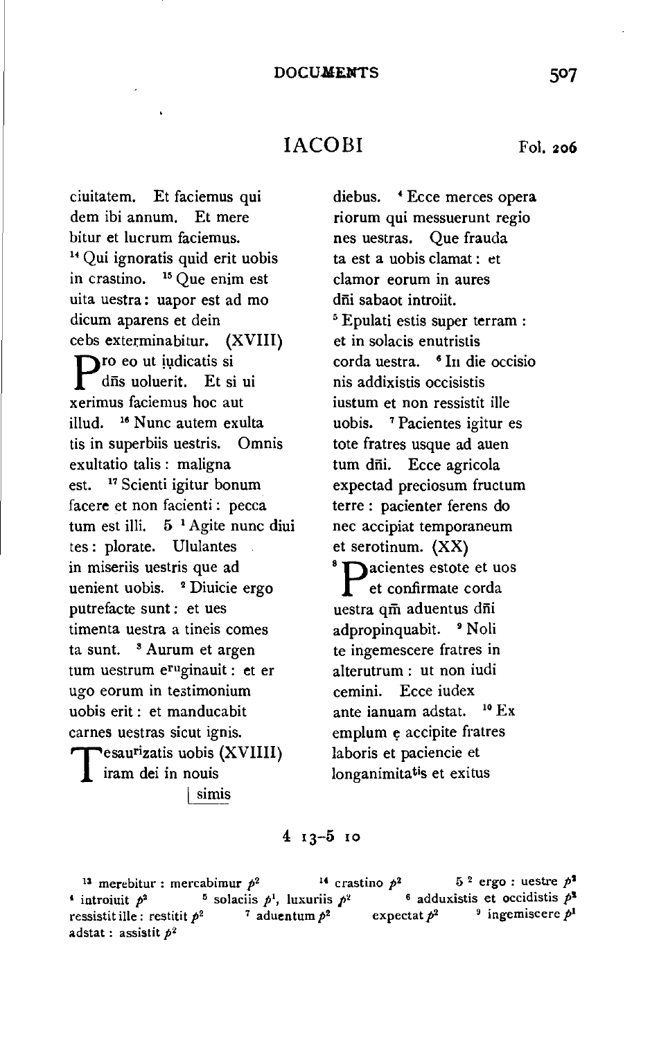# IACOBI

Fol. 206

ciuitatem. Et faciemus qui
dem ibi annum. Et mere
bitur et lucrum faciemus.
[14] Qui ignoratis quid erit uobis
in crastino. [15] Que enim est
uita uestra: uapor est ad mo
dicum aparens et dein
cebs exterminabitur. (XVIII)
Pro eo ut iudicatis si
dn̄s uoluerit. Et si ui
xerimus faciemus hoc aut
illud. [16] Nunc autem exulta
tis in superbiis uestris. Omnis
exultatio talis: maligna
est. [17] Scienti igitur bonum
facere et non facienti: pecca
tum est illi. 5 [1] Agite nunc diui
tes: plorate. Ululantes
in miseriis uestris que ad
uenient uobis. [2] Diuicie ergo
putrefacte sunt: et ues
timenta uestra a tineis comes
ta sunt. [3] Aurum et argen
tum uestrum eruginauit: et er
ugo eorum in testimonium
uobis erit: et manducabit
carnes uestras sicut ignis.
Tesaurizatis uobis (XVIIII)
iram dei in nouis
| simis

diebus. [4] Ecce merces opera
riorum qui messuerunt regio
nes uestras. Que frauda
ta est a uobis clamat: et
clamor eorum in aures
dn̄i sabaot introiit.
[5] Epulati estis super terram:
et in solacis enutristis
corda uestra. [6] In die occisio
nis addixistis occisistis
iustum et non ressistit ille
uobis. [7] Pacientes igitur es
tote fratres usque ad auen
tum dn̄i. Ecce agricola
expectad preciosum fructum
terre: pacienter ferens do
nec accipiat temporaneum
et serotinum. (XX)
[8] Pacientes estote et uos
et confirmate corda
uestra qm̄ aduentus dn̄i
adpropinquabit. [9] Noli
te ingemescere fratres in
alterutrum: ut non iudi
cemini. Ecce iudex
ante ianuam adstat. [10] Ex
emplum ȩ accipite fratres
laboris et paciencie et
longanimitatis et exitus

4 13–5 10

[13] merebitur: mercabimur $p^2$ [14] crastino $p^2$ 5 [2] ergo: uestre $p^2$ [4] introiuit $p^2$ [5] solaciis $p^1$, luxuriis $p^2$ [6] adduxistis et occidistis $p^2$ ressistit ille: restitit $p^2$ [7] aduentum $p^2$ expectat $p^2$ [9] ingemiscere $p^1$ adstat: assistit $p^2$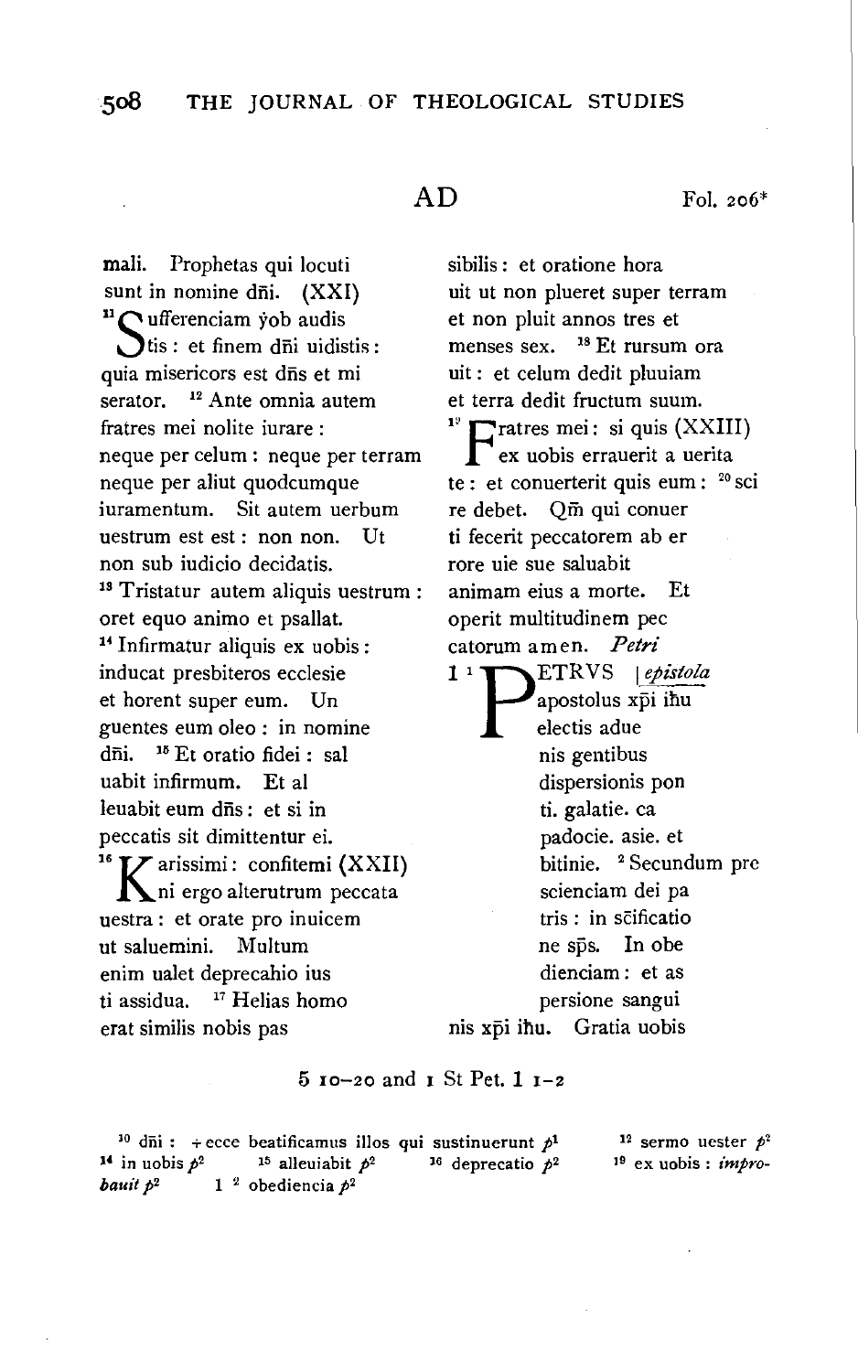AD Fol. 206*

mali. Prophetas qui locuti
sunt in nomine dn̄i. (XXI)
[11] Sufferenciam ẏob audis
tis : et finem dn̄i uidistis :
quia misericors est dn̄s et mi
serator. [12] Ante omnia autem
fratres mei nolite iurare :
neque per celum : neque per terram
neque per aliut quodcumque
iuramentum. Sit autem uerbum
uestrum est est : non non. Ut
non sub iudicio decidatis.
[13] Tristatur autem aliquis uestrum :
oret equo animo et psallat.
[14] Infirmatur aliquis ex uobis :
inducat presbiteros ecclesie
et horent super eum. Un
guentes eum oleo : in nomine
dn̄i. [15] Et oratio fidei : sal
uabit infirmum. Et al
leuabit eum dn̄s : et si in
peccatis sit dimittentur ei.
[16] Karissimi : confitemi (XXII)
ni ergo alterutrum peccata
uestra : et orate pro inuicem
ut saluemini. Multum
enim ualet deprecahio ius
ti assidua. [17] Helias homo
erat similis nobis pas
sibilis : et oratione hora
uit ut non plueret super terram
et non pluit annos tres et
menses sex. [18] Et rursum ora
uit : et celum dedit pluuiam
et terra dedit fructum suum.
[19] Fratres mei : si quis (XXIII)
ex uobis errauerit a uerita
te : et conuerterit quis eum : [20] sci
re debet. Qm̄ qui conuer
ti fecerit peccatorem ab er
rore uie sue saluabit
animam eius a morte. Et
operit multitudinem pec
catorum amen. *Petri*
1 [1] PETRVS | *epistola*
apostolus xp̄i ih̄u
electis adue
nis gentibus
dispersionis pon
ti. galatie. ca
padocie. asie. et
bitinie. [2] Secundum pre
scienciam dei pa
tris : in sc̄ificatio
ne sp̄s. In obe
dienciam : et as
persione sangui
nis xp̄i ih̄u. Gratia uobis

5 10–20 and 1 St Pet. 1 1–2

[10] dn̄i : ÷ ecce beatificamus illos qui sustinuerunt $p^1$ [12] sermo uester $p^2$ [14] in uobis $p^2$ [15] alleuiabit $p^2$ [16] deprecatio $p^2$ [19] ex uobis : *improbauit* $p^2$ 1 [2] obediencia $p^2$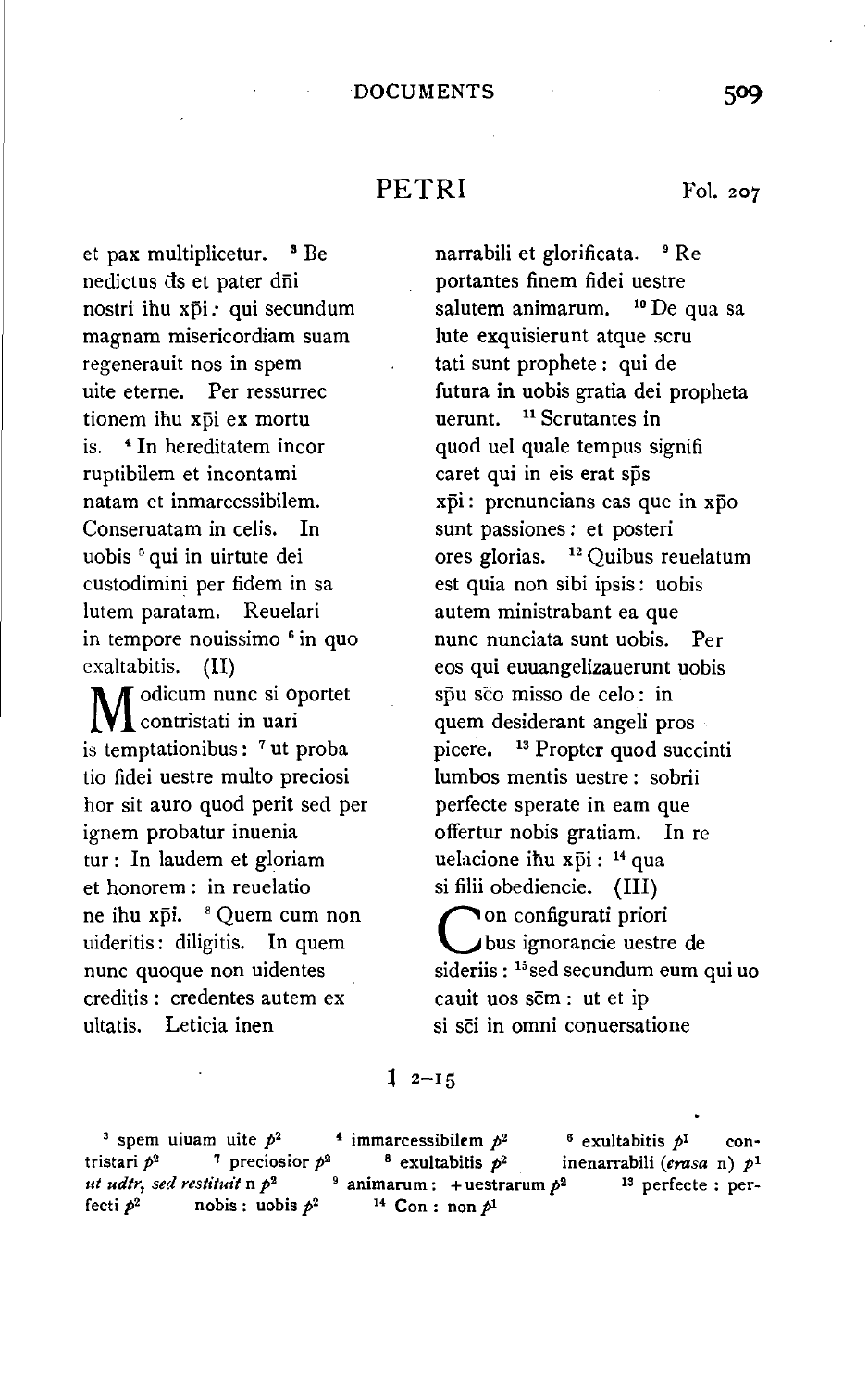## PETRI

Fol. 207

et pax multiplicetur. [3] Be
nedictus d̄s et pater d̄n̄i
nostri iħu xp̄i: qui secundum
magnam misericordiam suam
regenerauit nos in spem
uite eterne. Per ressurrec
tionem iħu xp̄i ex mortu
is. [4] In hereditatem incor
ruptibilem et incontami
natam et inmarcessibilem.
Conseruatam in celis. In
uobis [5] qui in uirtute dei
custodimini per fidem in sa
lutem paratam. Reuelari
in tempore nouissimo [6] in quo
exaltabitis. (II)

Modicum nunc si oportet
contristati in uari
is temptationibus: [7] ut proba
tio fidei uestre multo preciosi
hor sit auro quod perit sed per
ignem probatur inuenia
tur: In laudem et gloriam
et honorem: in reuelatio
ne iħu xp̄i. [8] Quem cum non
uideritis: diligitis. In quem
nunc quoque non uidentes
creditis: credentes autem ex
ultatis. Leticia inen

narrabili et glorificata. [9] Re
portantes finem fidei uestre
salutem animarum. [10] De qua sa
lute exquisierunt atque scru
tati sunt prophete: qui de
futura in uobis gratia dei propheta
uerunt. [11] Scrutantes in
quod uel quale tempus signifi
caret qui in eis erat sp̄s
xp̄i: prenuncians eas que in xp̄o
sunt passiones: et posteri
ores glorias. [12] Quibus reuelatum
est quia non sibi ipsis: uobis
autem ministrabant ea que
nunc nunciata sunt uobis. Per
eos qui euuangelizauerunt uobis
sp̄u sc̄o misso de celo: in
quem desiderant angeli pros
picere. [13] Propter quod succinti
lumbos mentis uestre: sobrii
perfecte sperate in eam que
offertur nobis gratiam. In re
uelacione iħu xp̄i: [14] qua
si filii obediencie. (III)

Con configurati priori
bus ignorancie uestre de
sideriis: [15] sed secundum eum qui uo
cauit uos sc̄m: ut et ip
si sc̄i in omni conuersatione

I 2–15

[3] spem uiuam uite $p^2$ [4] immarcessibilem $p^2$ [6] exultabitis $p^1$ contristari $p^2$ [7] preciosior $p^2$ [8] exultabitis $p^2$ inenarrabili (*erasa* n) $p^1$ *ut udtr, sed restituit* n $p^2$ [9] animarum: + uestrarum $p^2$ [13] perfecte: perfecti $p^2$ nobis: uobis $p^2$ [14] Con: non $p^1$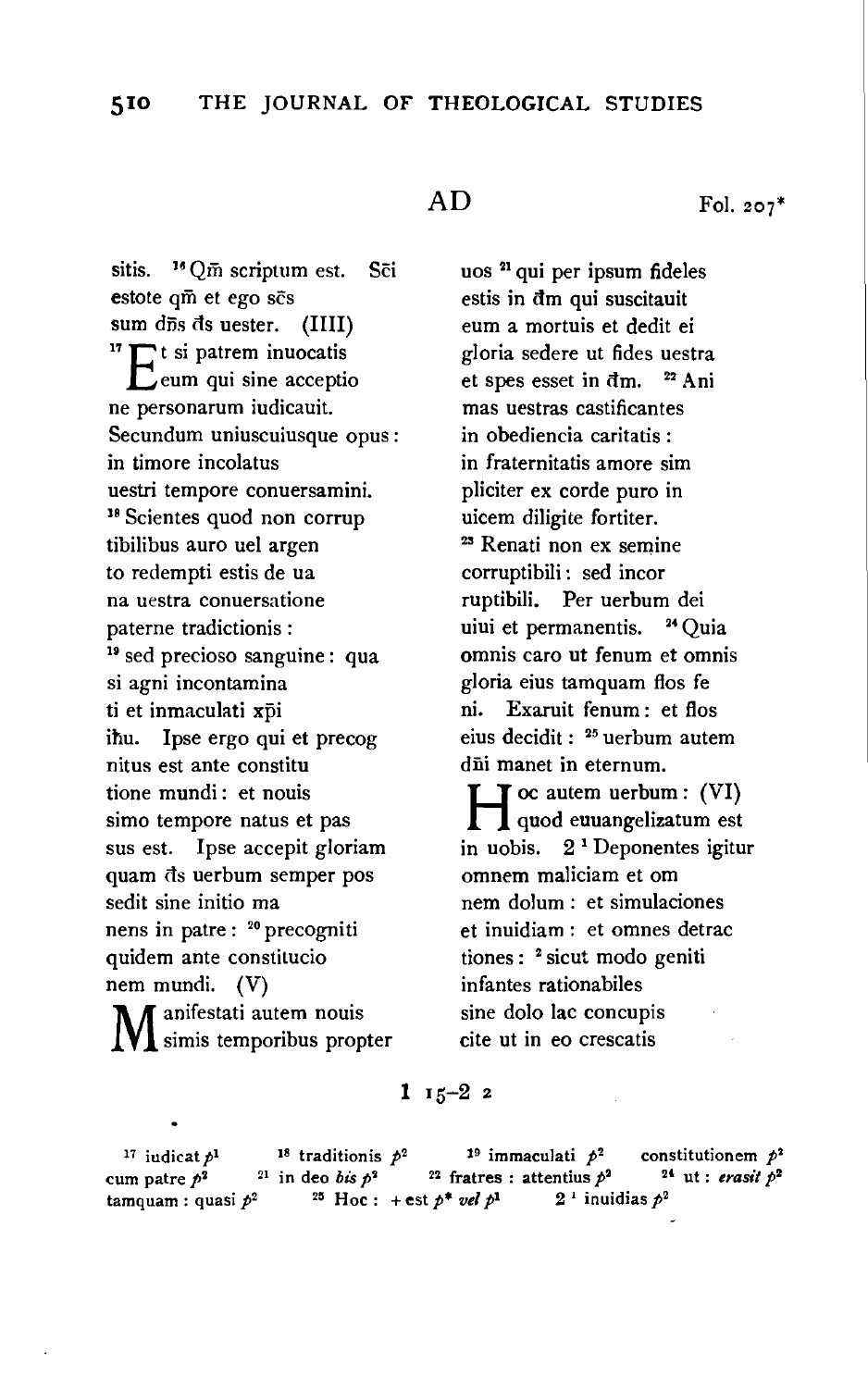AD Fol. 207*

sitis. [16] Qm̄ scriptum est. Sc̄i
estote qm̄ et ego sc̄s
sum dn̄s d̄s uester. (IIII)
[17] Et si patrem inuocatis
eum qui sine acceptio
ne personarum iudicauit.
Secundum uniuscuiusque opus:
in timore incolatus
uestri tempore conuersamini.
[18] Scientes quod non corrup
tibilibus auro uel argen
to redempti estis de ua
na uestra conuersatione
paterne tradictionis:
[19] sed precioso sanguine: qua
si agni incontamina
ti et inmaculati xp̄i
ih̄u. Ipse ergo qui et precog
nitus est ante constitu
tione mundi: et nouis
simo tempore natus et pas
sus est. Ipse accepit gloriam
quam d̄s uerbum semper pos
sedit sine initio ma
nens in patre: [20] precogniti
quidem ante constitucio
nem mundi. (V)
Manifestati autem nouis
simis temporibus propter
uos [21] qui per ipsum fideles
estis in d̄m qui suscitauit
eum a mortuis et dedit ei
gloria sedere ut fides uestra
et spes esset in d̄m. [22] Ani
mas uestras castificantes
in obediencia caritatis:
in fraternitatis amore sim
pliciter ex corde puro in
uicem diligite fortiter.
[23] Renati non ex semine
corruptibili: sed incor
ruptibili. Per uerbum dei
uiui et permanentis. [24] Quia
omnis caro ut fenum et omnis
gloria eius tamquam flos fe
ni. Exaruit fenum: et flos
eius decidit: [25] uerbum autem
dn̄i manet in eternum.
Hoc autem uerbum: (VI)
quod euuangelizatum est
in uobis. 2 [1] Deponentes igitur
omnem maliciam et om
nem dolum: et simulaciones
et inuidiam: et omnes detrac
tiones: [2] sicut modo geniti
infantes rationabiles
sine dolo lac concupis
cite ut in eo crescatis

1 15–2 2

[17] iudicat $p^1$ [18] traditionis $p^2$ [19] immaculati $p^2$ constitutionem $p^2$ cum patre $p^2$ [21] in deo *bis* $p^2$ [22] fratres : attentius $p^2$ [24] ut : *erasit* $p^2$ tamquam : quasi $p^2$ [25] Hoc : + est $p^*$ *vel* $p^1$ 2 [1] inuidias $p^2$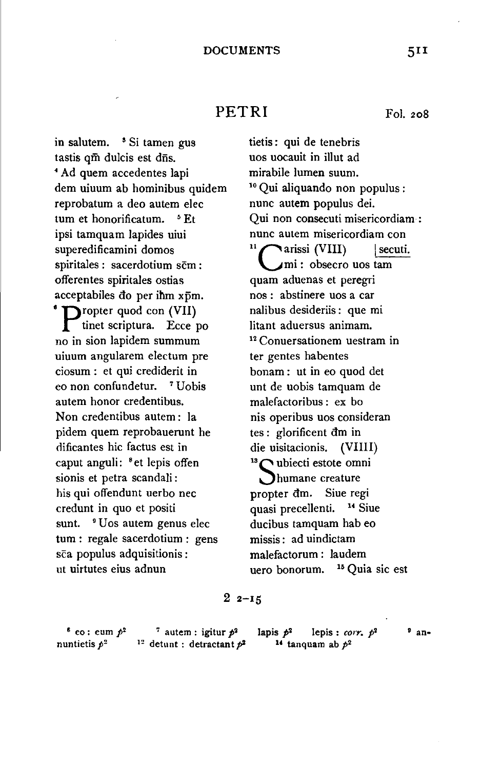# PETRI

Fol. 208

in salutem. [3] Si tamen gus
tastis qm̄ dulcis est dn̄s.
[4] Ad quem accedentes lapi
dem uiuum ab hominibus quidem
reprobatum a deo autem elec
tum et honorificatum. [5] Et
ipsi tamquam lapides uiui
superedificamini domos
spiritales: sacerdotium sc̄m:
offerentes spiritales ostias
acceptabiles d̄o per ih̄m xp̄m.
[6] Propter quod con (VII)
tinet scriptura. Ecce po
no in sion lapidem summum
uiuum angularem electum pre
ciosum: et qui crediderit in
eo non confundetur. [7] Uobis
autem honor credentibus.
Non credentibus autem: la
pidem quem reprobauerunt he
dificantes hic factus est in
caput anguli: [8] et lepis offen
sionis et petra scandali:
his qui offendunt uerbo nec
credunt in quo et positi
sunt. [9] Uos autem genus elec
tum: regale sacerdotium: gens
sc̄a populus adquisitionis:
ut uirtutes eius adnun
tietis: qui de tenebris
uos uocauit in illut ad
mirabile lumen suum.
[10] Qui aliquando non populus:
nunc autem populus dei.
Qui non consecuti misericordiam:
nunc autem misericordiam con
[11] Carissi (VIII) | secuti.
mi: obsecro uos tam
quam aduenas et peregri
nos: abstinere uos a car
nalibus desideriis: que mi
litant aduersus animam.
[12] Conuersationem uestram in
ter gentes habentes
bonam: ut in eo quod det
unt de uobis tamquam de
malefactoribus: ex bo
nis operibus uos consideran
tes: glorificent d̄m in
die uisitacionis. (VIIII)
[13] Subiecti estote omni
humane creature
propter d̄m. Siue regi
quasi precellenti. [14] Siue
ducibus tamquam hab eo
missis: ad uindictam
malefactorum: laudem
uero bonorum. [15] Quia sic est

2 2–15

[6] eo: eum $p^2$ [7] autem: igitur $p^2$ lapis $p^2$ lepis: *corr.* $p^2$ [9] annuntietis $p^2$ [12] detunt: detractant $p^2$ [14] tanquam ab $p^2$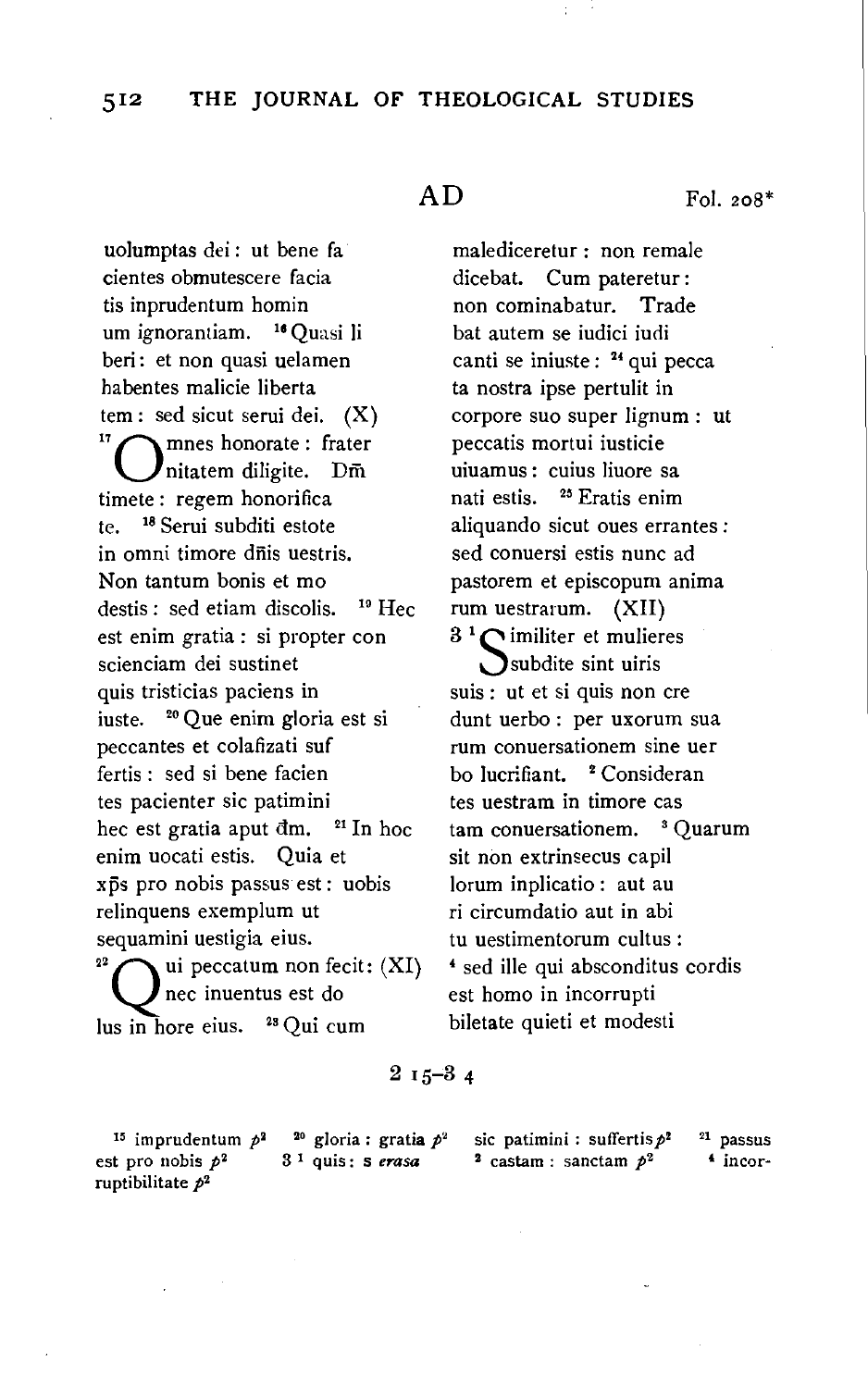AD  Fol. 208*

uolumptas dei : ut bene fa
cientes obmutescere facia
tis inprudentum homin
um ignorantiam. [16] Quasi li
beri : et non quasi uelamen
habentes malicie liberta
tem : sed sicut serui dei. (X)
[17] Omnes honorate : frater
nitatem diligite. Dm̄
timete : regem honorifica
te. [18] Serui subditi estote
in omni timore dn̄is uestris.
Non tantum bonis et mo
destis : sed etiam discolis. [19] Hec
est enim gratia : si propter con
scienciam dei sustinet
quis tristicias paciens in
iuste. [20] Que enim gloria est si
peccantes et colafizati suf
fertis : sed si bene facien
tes pacienter sic patimini
hec est gratia aput d̄m. [21] In hoc
enim uocati estis. Quia et
xp̄s pro nobis passus est : uobis
relinquens exemplum ut
sequamini uestigia eius.
[22] Qui peccatum non fecit : (XI)
nec inuentus est do
lus in hore eius. [23] Qui cum
malediceretur : non remale
dicebat. Cum pateretur :
non cominabatur. Trade
bat autem se iudici iudi
canti se iniuste : [24] qui pecca
ta nostra ipse pertulit in
corpore suo super lignum : ut
peccatis mortui iusticie
uiuamus : cuius liuore sa
nati estis. [25] Eratis enim
aliquando sicut oues errantes :
sed conuersi estis nunc ad
pastorem et episcopum anima
rum uestrarum. (XII)
3 [1] Similiter et mulieres
subdite sint uiris
suis : ut et si quis non cre
dunt uerbo : per uxorum sua
rum conuersationem sine uer
bo lucrifiant. [2] Consideran
tes uestram in timore cas
tam conuersationem. [3] Quarum
sit non extrinsecus capil
lorum inplicatio : aut au
ri circumdatio aut in abi
tu uestimentorum cultus :
[4] sed ille qui absconditus cordis
est homo in incorrupti
biletate quieti et modesti

2 15–3 4

[15] imprudentum $p^2$ [20] gloria : gratia $p^2$ sic patimini : suffertis $p^2$ [21] passus est pro nobis $p^2$ 3 [1] quis : s *erasa* [2] castam : sanctam $p^2$ [4] incorruptibilitate $p^2$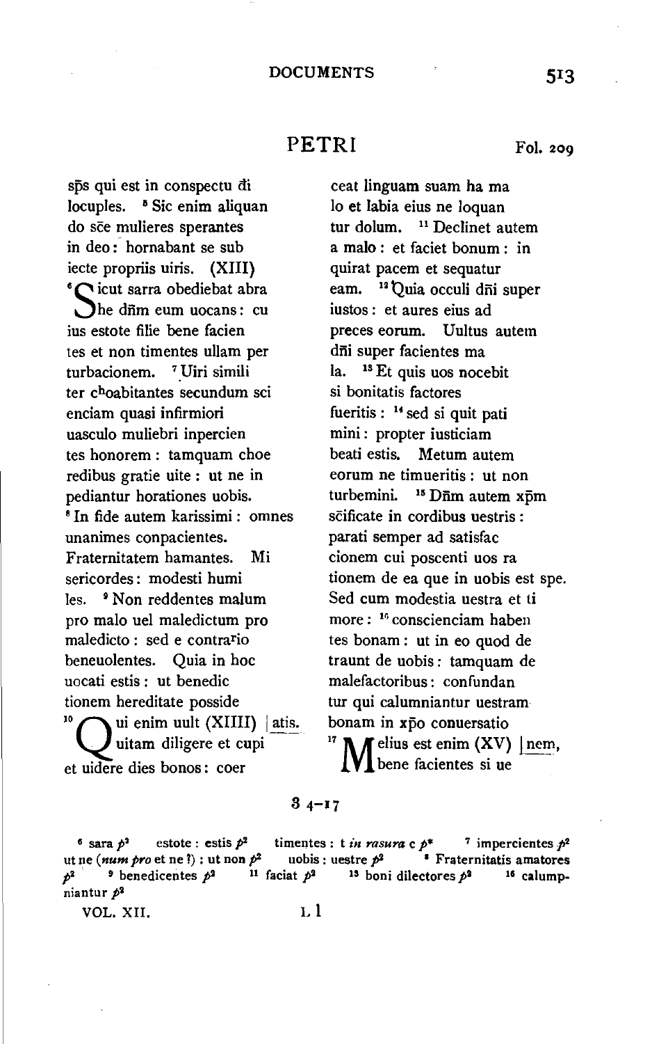## PETRI

Fol. 209

sp̄s qui est in conspectu d̄i
locuples. [5] Sic enim aliquan
do sc̄e mulieres sperantes
in deo: hornabant se sub
iecte propriis uiris. (XIII)
[6] Sicut sarra obediebat abra
he dn̄m eum uocans: cu
ius estote filie bene facien
tes et non timentes ullam per
turbacionem. [7] Uiri simili
ter choabitantes secundum sci
enciam quasi infirmiori
uasculo muliebri inpercien
tes honorem: tamquam choe
redibus gratie uite: ut ne in
pediantur horationes uobis.
[8] In fide autem karissimi: omnes
unanimes conpacientes.
Fraternitatem hamantes. Mi
sericordes: modesti humi
les. [9] Non reddentes malum
pro malo uel maledictum pro
maledicto: sed e contrario
beneuolentes. Quia in hoc
uocati estis: ut benedic
tionem hereditate posside
[10] Qui enim uult (XIIII) | atis.
uitam diligere et cupi
et uidere dies bonos: coer

ceat linguam suam ha ma
lo et labia eius ne loquan
tur dolum. [11] Declinet autem
a malo: et faciet bonum: in
quirat pacem et sequatur
eam. [12] Quia occuli dn̄i super
iustos: et aures eius ad
preces eorum. Uultus autem
dn̄i super facientes ma
la. [13] Et quis uos nocebit
si bonitatis factores
fueritis: [14] sed si quit pati
mini: propter iusticiam
beati estis. Metum autem
eorum ne timueritis: ut non
turbemini. [15] Dn̄m autem xp̄m
sc̄ificate in cordibus uestris:
parati semper ad satisfac
cionem cui poscenti uos ra
tionem de ea que in uobis est spe.
Sed cum modestia uestra et ti
more: [16] conscienciam haben
tes bonam: ut in eo quod de
traunt de uobis: tamquam de
malefactoribus: confundan
tur qui calumniantur uestram
bonam in xp̄o conuersatio
[17] Melius est enim (XV) | nem,
bene facientes si ue

3 4–17

[6] sara $p^2$ estote: estis $p^2$ timentes: t *in rasura* c $p^*$ [7] impercientes $p^2$ ut ne (*num pro* et ne ?): ut non $p^2$ uobis: uestre $p^2$ [8] Fraternitatis amatores $p^2$ [9] benedicentes $p^2$ [11] faciat $p^2$ [13] boni dilectores $p^2$ [16] calumpniantur $p^2$

VOL. XII. L l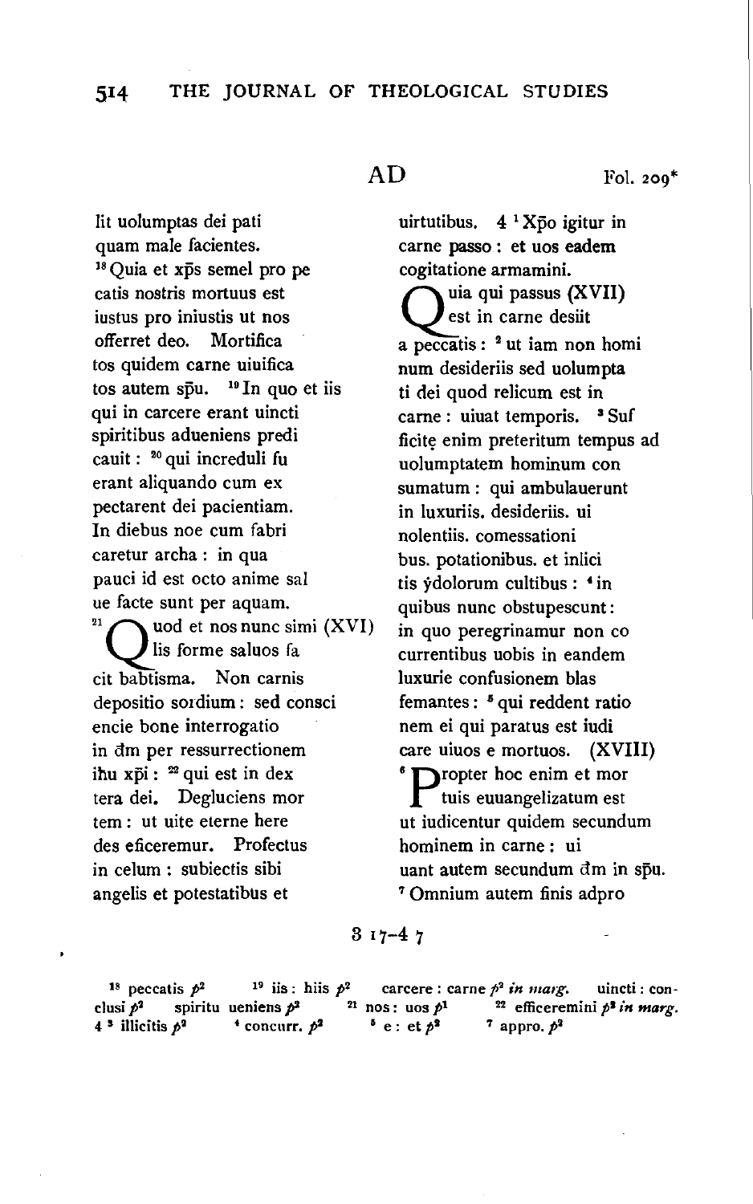AD Fol. 209*

lit uolumptas dei pati
quam male facientes.
[18] Quia et xp̄s semel pro pe
catis nostris mortuus est
iustus pro iniustis ut nos
offerret deo. Mortifica
tos quidem carne uiuifica
tos autem sp̄u. [19] In quo et iis
qui in carcere erant uincti
spiritibus adueniens predi
cauit: [20] qui increduli fu
erant aliquando cum ex
pectarent dei pacientiam.
In diebus noe cum fabri
caretur archa: in qua
pauci id est octo anime sal
ue facte sunt per aquam.
[21] Quod et nos nunc simi (XVI)
lis forme saluos fa
cit babtisma. Non carnis
depositio sordium: sed consci
encie bone interrogatio
in d̄m per ressurrectionem
ih̄u xp̄i: [22] qui est in dex
tera dei. Degluciens mor
tem: ut uite eterne here
des eficeremur. Profectus
in celum: subiectis sibi
angelis et potestatibus et
uirtutibus. 4 [1] Xp̄o igitur in
carne passo: et uos eadem
cogitatione armamini.
Quia qui passus (XVII)
est in carne desiit
a peccatis: [2] ut iam non homi
num desideriis sed uolumpta
ti dei quod relicum est in
carne: uiuat temporis. [3] Suf
ficitȩ enim preteritum tempus ad
uolumptatem hominum con
sumatum: qui ambulauerunt
in luxuriis. desideriis. ui
nolentiis. comessationi
bus. potationibus. et inlici
tis ẏdolorum cultibus: [4] in
quibus nunc obstupescunt:
in quo peregrinamur non co
currentibus uobis in eandem
luxurie confusionem blas
femantes: [5] qui reddent ratio
nem ei qui paratus est iudi
care uiuos e mortuos. (XVIII)
[6] Propter hoc enim et mor
tuis euuangelizatum est
ut iudicentur quidem secundum
hominem in carne: ui
uant autem secundum d̄m in sp̄u.
[7] Omnium autem finis adpro

3 17–4 7

[18] peccatis $p^2$ [19] iis: hiis $p^2$ carcere: carne $p^2$ *in marg.* uincti: conclusi $p^2$ spiritu ueniens $p^2$ [21] nos: uos $p^1$ [22] efficeremini $p^2$ *in marg.* 4 [3] illicitis $p^2$ [4] concurr. $p^2$ [5] e: et $p^2$ [7] appro. $p^2$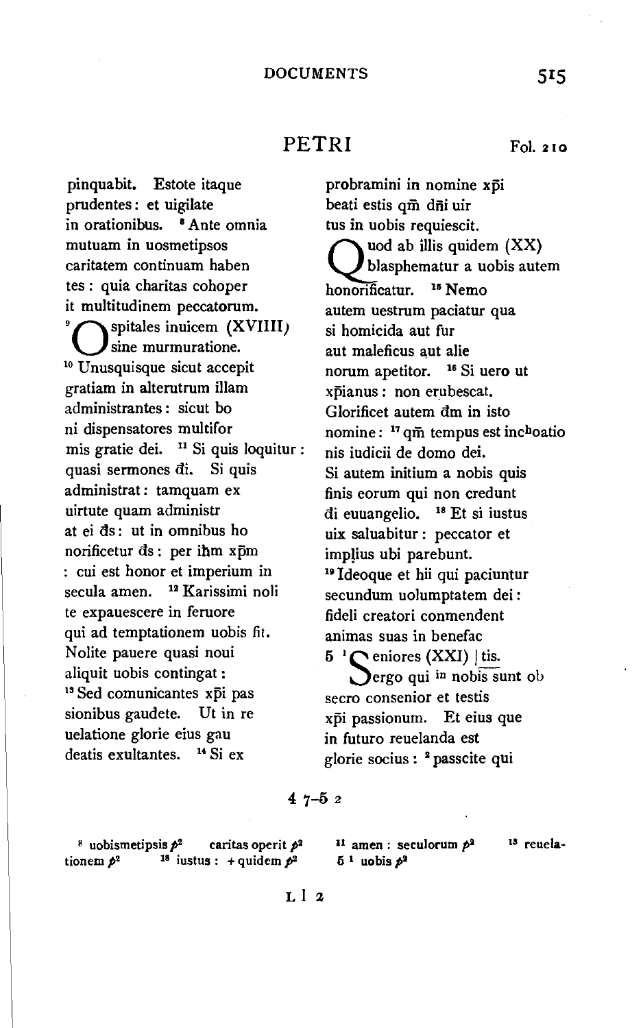## PETRI

Fol. 210

pinquabit. Estote itaque
prudentes: et uigilate
in orationibus. [8] Ante omnia
mutuam in uosmetipsos
caritatem continuam haben
tes: quia charitas cohoper
it multitudinem peccatorum.
[9] Ospitales inuicem (XVIIII)
sine murmuratione.
[10] Unusquisque sicut accepit
gratiam in alterutrum illam
administrantes: sicut bo
ni dispensatores multifor
mis gratie dei. [11] Si quis loquitur:
quasi sermones đi. Si quis
administrat: tamquam ex
uirtute quam administr
at ei đs: ut in omnibus ho
norificetur đs: per ihm xp̄m
: cui est honor et imperium in
secula amen. [12] Karissimi noli
te expauescere in feruore
qui ad temptationem uobis fit.
Nolite pauere quasi noui
aliquit uobis contingat:
[13] Sed comunicantes xp̄i pas
sionibus gaudete. Ut in re
uelatione glorie eius gau
deatis exultantes. [14] Si ex
probramini in nomine xp̄i
beati estis qm̄ dn̄i uir
tus in uobis requiescit.
Quod ab illis quidem (XX)
blasphematur a uobis autem
honorificatur. [15] Nemo
autem uestrum paciatur qua
si homicida aut fur
aut maleficus aut alie
norum apetitor. [16] Si uero ut
xp̄ianus: non erubescat.
Glorificet autem đm in isto
nomine: [17] qm̄ tempus est inc^h^oatio
nis iudicii de domo dei.
Si autem initium a nobis quis
finis eorum qui non credunt
đi euuangelio. [18] Et si iustus
uix saluabitur: peccator et
impl̦ius ubi parebunt.
[19] Ideoque et hii qui paciuntur
secundum uolumptatem dei:
fideli creatori conmendent
animas suas in benefac
5 [1] Seniores (XXI) | tis.
ergo qui ^in^ nobis sunt ob
secro consenior et testis
xp̄i passionum. Et eius que
in futuro reuelanda est
glorie socius: [2] passcite qui

4 7–5 2

[8] uobismetipsis *p*² caritas operit *p*² [11] amen: seculorum *p*² [13] reuelationem *p*² [18] iustus: + quidem *p*² 5 [1] uobis *p*²

L l 2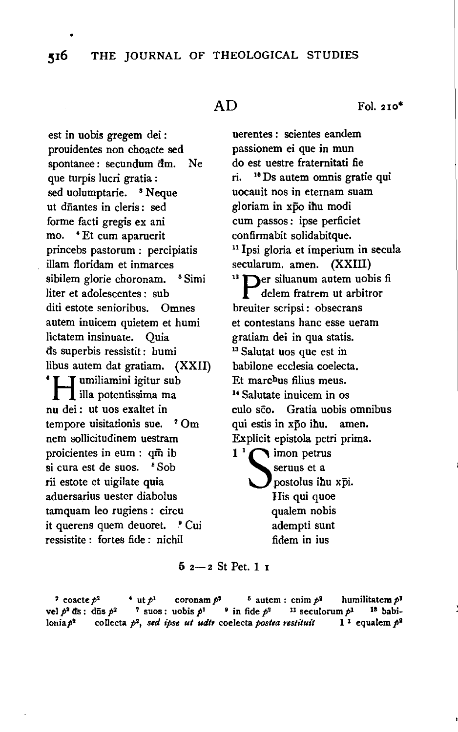AD Fol. 210*

est in uobis gregem dei:
prouidentes non choacte sed
spontanee: secundum d̄m. Ne
que turpis lucri gratia:
sed uolumptarie. [3] Neque
ut dn̄antes in cleris: sed
forme facti gregis ex ani
mo. [4] Et cum aparuerit
princebs pastorum: percipiatis
illam floridam et inmarces
sibilem glorie choronam. [5] Simi
liter et adolescentes: sub
diti estote senioribus. Omnes
autem inuicem quietem et humi
lictatem insinuate. Quia
d̄s superbis ressistit: humi
libus autem dat gratiam. (XXII)
[6] Humiliamini igitur sub
illa potentissima ma
nu dei: ut uos exaltet in
tempore uisitationis sue. [7] Om
nem sollicitudinem uestram
proicientes in eum: qm̄ ib
si cura est de suos. [8] Sob
rii estote et uigilate quia
aduersarius uester diabolus
tamquam leo rugiens: circu
it querens quem deuoret. [9] Cui
ressistite: fortes fide: nichil
uerentes: scientes eandem
passionem ei que in mun
do est uestre fraternitati fie
ri. [10] Ds autem omnis gratie qui
uocauit nos in eternam suam
gloriam in xp̄o ih̄u modi
cum passos: ipse perficiet
confirmabit solidabitque.
[11] Ipsi gloria et imperium in secula
secularum. amen. (XXIII)
[12] Per siluanum autem uobis fi
delem fratrem ut arbitror
breuiter scripsi: obsecrans
et contestans hanc esse ueram
gratiam dei in qua statis.
[13] Salutat uos que est in
babilone ecclesia coelecta.
Et marchus filius meus.
[14] Salutate inuicem in os
culo sc̄o. Gratia uobis omnibus
qui estis in xp̄o ih̄u. amen.
Explicit epistola petri prima.
1 [1] Simon petrus
seruus et a
postolus ih̄u xp̄i.
His qui quoe
qualem nobis
adempti sunt
fidem in ius

5 2—2 St Pet. 1 1

[2] coacte $p^2$ [4] ut $p^1$ coronam $p^2$ [5] autem : enim $p^2$ humilitatem $p^1$ vel $p^2$ d̄s : dn̄s $p^2$ [7] suos : uobis $p^1$ [9] in fide $p^2$ [11] seculorum $p^1$ [13] babilonia $p^2$ collecta $p^2$, *sed ipse ut udtr* coelecta *postea restituit* 1 [1] equalem $p^2$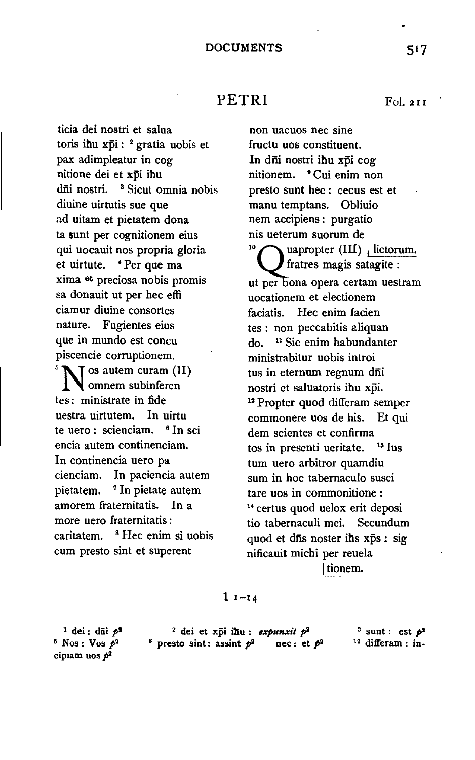## PETRI

Fol. 211

ticia dei nostri et salua
toris ihu xp̄i : [2] gratia uobis et
pax adimpleatur in cog
nitione dei et xp̄i ihu
dn̄i nostri. [3] Sicut omnia nobis
diuine uirtutis sue que
ad uitam et pietatem dona
ta sunt per cognitionem eius
qui uocauit nos propria gloria
et uirtute. [4] Per que ma
xima et preciosa nobis promis
sa donauit ut per hec effi
ciamur diuine consortes
nature. Fugientes eius
que in mundo est concu
piscencie corruptionem.
[5] Nos autem curam (II)
omnem subinferen
tes : ministrate in fide
uestra uirtutem. In uirtu
te uero : scienciam. [6] In sci
encia autem continenciam.
In continencia uero pa
cienciam. In paciencia autem
pietatem. [7] In pietate autem
amorem fraternitatis. In a
more uero fraternitatis :
caritatem. [8] Hec enim si uobis
cum presto sint et superent

non uacuos nec sine
fructu uos constituent.
In dn̄i nostri ihu xp̄i cog
nitionem. [9] Cui enim non
presto sunt hec : cecus est et
manu temptans. Obliuio
nem accipiens : purgatio
nis ueterum suorum de
| lictorum.
[10] Quapropter (III)
fratres magis satagite :
ut per bona opera certam uestram
uocationem et electionem
faciatis. Hec enim facien
tes : non peccabitis aliquan
do. [11] Sic enim habundanter
ministrabitur uobis introi
tus in eternum regnum dn̄i
nostri et saluatoris ihu xp̄i.
[12] Propter quod differam semper
commonere uos de his. Et qui
dem scientes et confirma
tos in presenti ueritate. [13] Ius
tum uero arbitror quamdiu
sum in hoc tabernaculo susci
tare uos in commonitione :
[14] certus quod uelox erit deposi
tio tabernaculi mei. Secundum
quod et dn̄s noster ihs xp̄s : sig
nificauit michi per reuela
| tionem.

1 1–14

[1] dei : dn̄i $p^2$ [2] dei et xp̄i ihu : *expunxit* $p^2$ [3] sunt : est $p^2$
[5] Nos : Vos $p^2$ [8] presto sint : assint $p^2$ nec : et $p^2$ [12] differam : incipiam uos $p^2$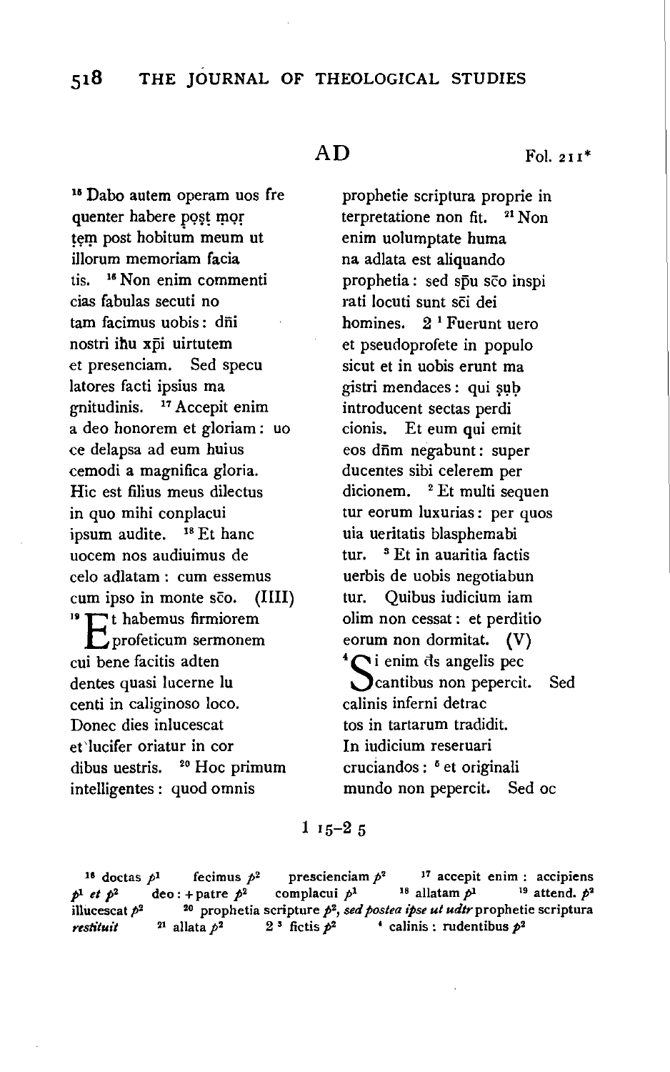AD Fol. 211*

[15] Dabo autem operam uos fre
quenter habere post mor
tem post hobitum meum ut
illorum memoriam facia
tis. [16] Non enim commenti
cias fabulas secuti no
tam facimus uobis: dñi
nostri ihu xp̄i uirtutem
et presenciam. Sed specu
latores facti ipsius ma
gnitudinis. [17] Accepit enim
a deo honorem et gloriam: uo
ce delapsa ad eum huius
cemodi a magnifica gloria.
Hic est filius meus dilectus
in quo mihi conplacui
ipsum audite. [18] Et hanc
uocem nos audiuimus de
celo adlatam: cum essemus
cum ipso in monte sc̄o. (IIII)
[19] Et habemus firmiorem
profeticum sermonem
cui bene facitis adten
dentes quasi lucerne lu
centi in caliginoso loco.
Donec dies inlucescat
et lucifer oriatur in cor
dibus uestris. [20] Hoc primum
intelligentes: quod omnis
prophetie scriptura proprie in
terpretatione non fit. [21] Non
enim uolumptate huma
na adlata est aliquando
prophetia: sed sp̄u sc̄o inspi
rati locuti sunt sc̄i dei
homines. 2 [1] Fuerunt uero
et pseudoprofete in populo
sicut et in uobis erunt ma
gistri mendaces: qui sub
introducent sectas perdi
cionis. Et eum qui emit
eos dñm negabunt: super
ducentes sibi celerem per
dicionem. [2] Et multi sequen
tur eorum luxurias: per quos
uia ueritatis blasphemabi
tur. [3] Et in auaritia factis
uerbis de uobis negotiabun
tur. Quibus iudicium iam
olim non cessat: et perditio
eorum non dormitat. (V)
[4] Si enim ds angelis pec
cantibus non pepercit. Sed
calinis inferni detrac
tos in tartarum tradidit.
In iudicium reseruari
cruciandos: [5] et originali
mundo non pepercit. Sed oc

1 15–2 5

[16] doctas $p^1$ fecimus $p^2$ prescienciam $p^2$ [17] accepit enim: accipiens $p^1$ *et* $p^2$ deo: + patre $p^2$ complacui $p^1$ [18] allatam $p^1$ [19] attend. $p^2$ illucescat $p^2$ [20] prophetia scripture $p^2$, *sed postea ipse ut udtr* prophetie scriptura *restituit* [21] allata $p^2$ 2 [3] fictis $p^2$ [4] calinis: rudentibus $p^2$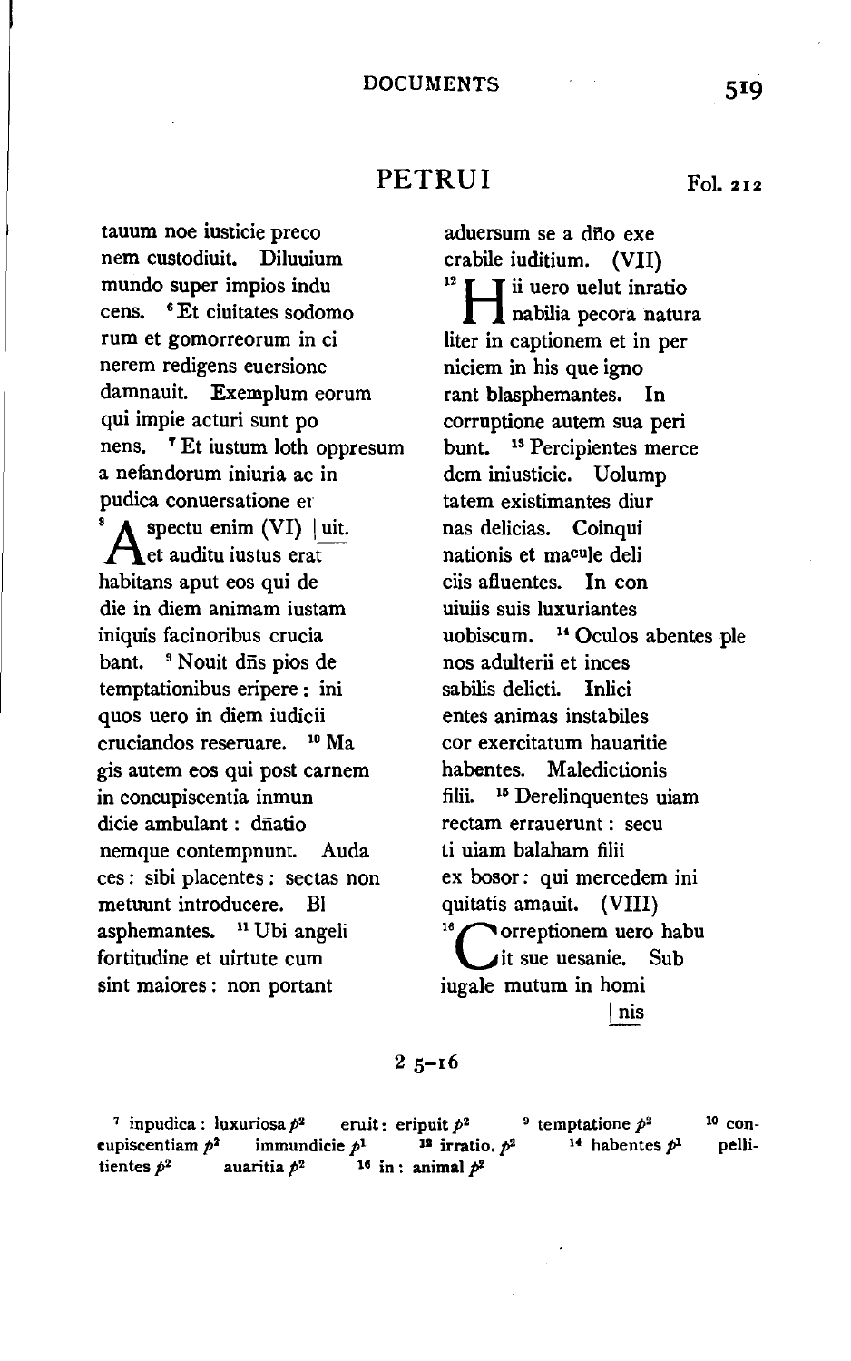## PETRUI

Fol. 212

tauum noe iusticie preco
nem custodiuit. Diluuium
mundo super impios indu
cens. [6] Et ciuitates sodomo
rum et gomorreorum in ci
nerem redigens euersione
damnauit. Exemplum eorum
qui impie acturi sunt po
nens. [7] Et iustum loth oppresum
a nefandorum iniuria ac in
pudica conuersatione er
[8] Aspectu enim (VI) | uit.
et auditu iustus erat
habitans aput eos qui de
die in diem animam iustam
iniquis facinoribus crucia
bant. [9] Nouit dñs pios de
temptationibus eripere: ini
quos uero in diem iudicii
cruciandos reseruare. [10] Ma
gis autem eos qui post carnem
in concupiscentia inmun
dicie ambulant: dñatio
nemque contempnunt. Auda
ces: sibi placentes: sectas non
metuunt introducere. Bl
asphemantes. [11] Ubi angeli
fortitudine et uirtute cum
sint maiores: non portant

aduersum se a dño exe
crabile iuditium. (VII)
[12] Hii uero uelut inratio
nabilia pecora natura
liter in captionem et in per
niciem in his que igno
rant blasphemantes. In
corruptione autem sua peri
bunt. [13] Percipientes merce
dem iniusticie. Uolump
tatem existimantes diur
nas delicias. Coinqui
nationis et macule deli
ciis afluentes. In con
uiuiis suis luxuriantes
uobiscum. [14] Oculos abentes ple
nos adulterii et inces
sabilis delicti. Inlici
entes animas instabiles
cor exercitatum hauaritie
habentes. Maledictionis
filii. [15] Derelinquentes uiam
rectam errauerunt: secu
ti uiam balaham filii
ex bosor: qui mercedem ini
quitatis amauit. (VIII)
[16] Correptionem uero habu
it sue uesanie. Sub
iugale mutum in homi
| nis

2 5–16

[7] inpudica: luxuriosa $p^2$ eruit: eripuit $p^2$ [9] temptatione $p^2$ [10] concupiscentiam $p^2$ immundicie $p^1$ [12] irratio. $p^2$ [14] habentes $p^1$ pellitientes $p^2$ auaritia $p^2$ [16] in: animal $p^2$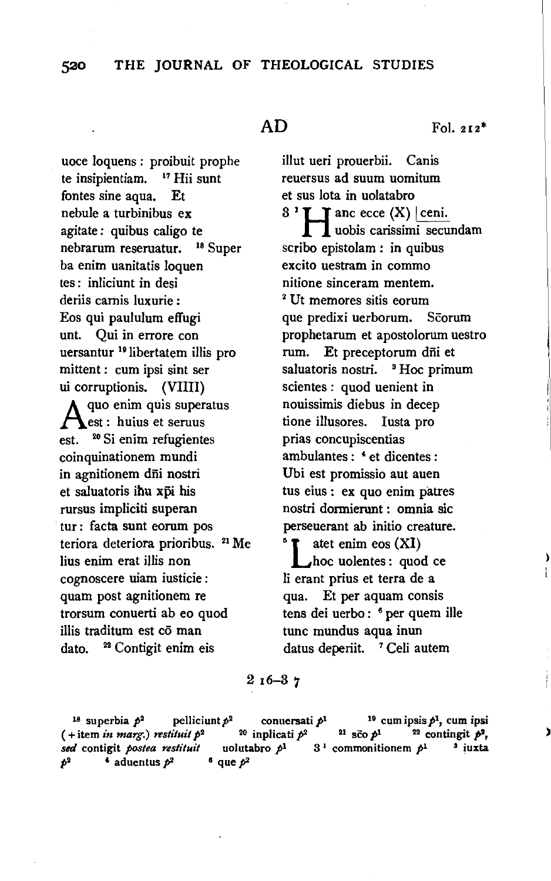AD Fol. 212*

uoce loquens : proibuit prophe
te insipientiam. [17] Hii sunt
fontes sine aqua. Et
nebule a turbinibus ex
agitate : quibus caligo te
nebrarum reseruatur. [18] Super
ba enim uanitatis loquen
tes : inliciunt in desi
deriis carnis luxurie :
Eos qui paululum effugi
unt. Qui in errore con
uersantur [19] libertatem illis pro
mittent : cum ipsi sint ser
ui corruptionis. (VIIII)
A quo enim quis superatus
est : huius et seruus
est. [20] Si enim refugientes
coinquinationem mundi
in agnitionem dñi nostri
et saluatoris ihu xpi his
rursus impliciti superan
tur : facta sunt eorum pos
teriora deteriora prioribus. [21] Me
lius enim erat illis non
cognoscere uiam iusticie :
quam post agnitionem re
trorsum conuerti ab eo quod
illis traditum est cō man
dato. [22] Contigit enim eis
illut ueri prouerbii. Canis
reuersus ad suum uomitum
et sus lota in uolatabro
3 [1] Hanc ecce (X) | ceni.
uobis carissimi secundam
scribo epistolam : in quibus
excito uestram in commo
nitione sinceram mentem.
[2] Ut memores sitis eorum
que predixi uerborum. Scōrum
prophetarum et apostolorum uestro
rum. Et preceptorum dñi et
saluatoris nostri. [3] Hoc primum
scientes : quod uenient in
nouissimis diebus in decep
tione illusores. Iusta pro
prias concupiscentias
ambulantes : [4] et dicentes :
Ubi est promissio aut auen
tus eius : ex quo enim patres
nostri dormierunt : omnia sic
perseuerant ab initio creature.
[5] Latet enim eos (XI)
hoc uolentes : quod ce
li erant prius et terra de a
qua. Et per aquam consis
tens dei uerbo : [6] per quem ille
tunc mundus aqua inun
datus deperiit. [7] Celi autem

2 16–3 7

[18] superbia $p^2$ pelliciunt $p^2$ conuersati $p^1$ [19] cum ipsis $p^1$, cum ipsi (+item *in marg.*) *restituit* $p^2$ [20] implicati $p^2$ [21] sco $p^1$ [22] contingit $p^2$, *sed* contigit *postea restituit* uolutabro $p^1$ 3 [1] commonitionem $p^1$ [3] iuxta $p^2$ [4] aduentus $p^2$ [6] que $p^2$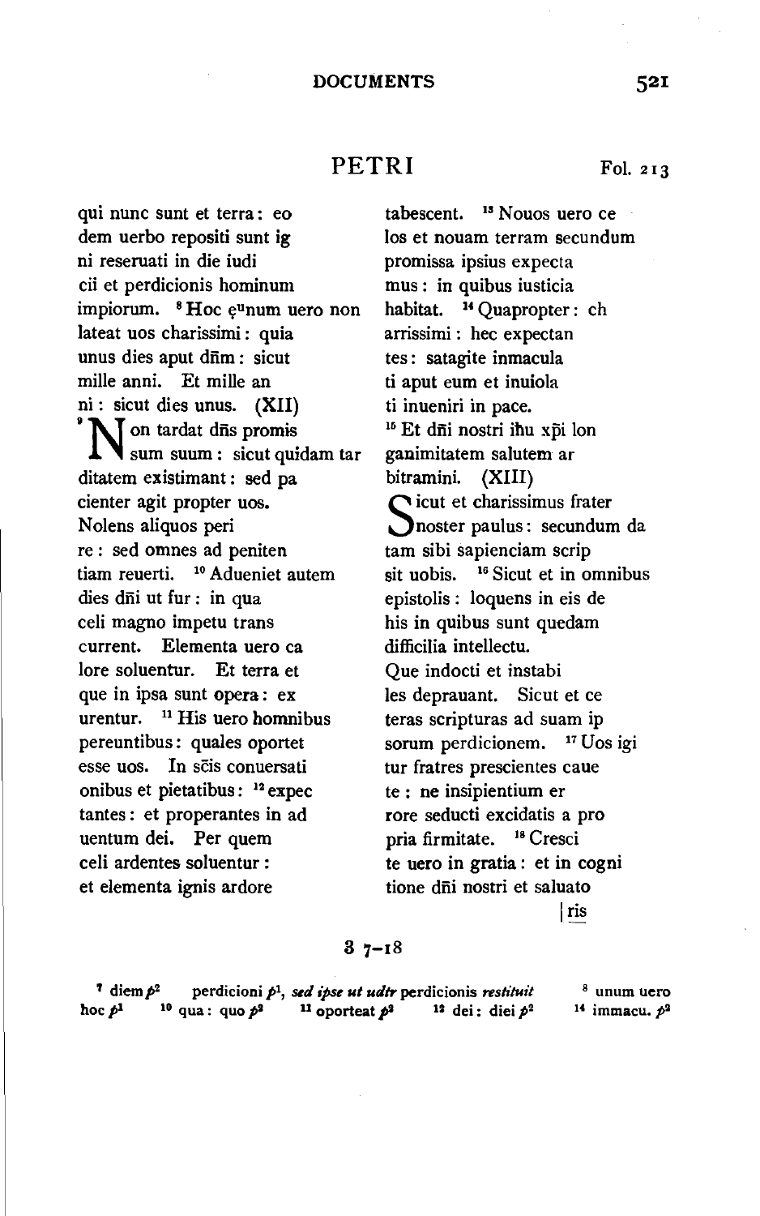## PETRI

Fol. 213

qui nunc sunt et terra: eo
dem uerbo repositi sunt ig
ni reseruati in die iudi
cii et perdicionis hominum
impiorum. [8] Hoc ę^u^num uero non
lateat uos charissimi: quia
unus dies aput dñm: sicut
mille anni. Et mille an
ni: sicut dies unus. (XII)
[9] Non tardat dñs promis
sum suum: sicut quidam tar
ditatem existimant: sed pa
cienter agit propter uos.
Nolens aliquos peri
re: sed omnes ad peniten
tiam reuerti. [10] Adueniet autem
dies dñi ut fur: in qua
celi magno impetu trans
current. Elementa uero ca
lore soluentur. Et terra et
que in ipsa sunt opera: ex
urentur. [11] His uero homnibus
pereuntibus: quales oportet
esse uos. In scīs conuersati
onibus et pietatibus: [12] expec
tantes: et properantes in ad
uentum dei. Per quem
celi ardentes soluentur:
et elementa ignis ardore
tabescent. [13] Nouos uero ce
los et nouam terram secundum
promissa ipsius expecta
mus: in quibus iusticia
habitat. [14] Quapropter: ch
arrissimi: hec expectan
tes: satagite inmacula
ti aput eum et inuiola
ti inueniri in pace.
[15] Et dñi nostri ihu xpi lon
ganimitatem salutem ar
bitramini. (XIII)
Sicut et charissimus frater
noster paulus: secundum da
tam sibi sapienciam scrip
sit uobis. [16] Sicut et in omnibus
epistolis: loquens in eis de
his in quibus sunt quedam
difficilia intellectu.
Que indocti et instabi
les deprauant. Sicut et ce
teras scripturas ad suam ip
sorum perdicionem. [17] Uos igi
tur fratres prescientes caue
te: ne insipientium er
rore seducti excidatis a pro
pria firmitate. [18] Cresci
te uero in gratia: et in cogni
tione dñi nostri et saluato
|ris

3 7–18

[7] diem $p^2$ perdicioni $p^1$, *sed ipse ut udtr* perdicionis *restituit* [8] unum uero hoc $p^1$ [10] qua: quo $p^2$ [11] oporteat $p^2$ [12] dei: diei $p^2$ [14] immacu. $p^2$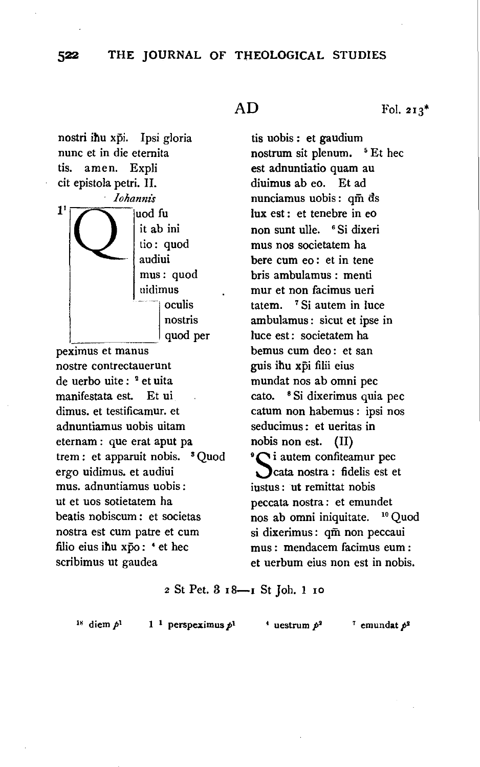AD    Fol. 213*

nostri iħu xp̄i. Ipsi gloria
nunc et in die eternita
tis. amen. Expli
cit epistola petri. II.

*Iohannis*

1[1] Quod fu
it ab ini
tio: quod
audiui
mus: quod
uidimus
oculis
nostris
quod per
peximus et manus
nostre contrectauerunt
de uerbo uite: [2] et uita
manifestata est. Et ui
dimus. et testificamur. et
adnuntiamus uobis uitam
eternam: que erat aput pa
trem: et apparuit nobis. [3] Quod
ergo uidimus. et audiui
mus. adnuntiamus uobis:
ut et uos sotietatem ha
beatis nobiscum: et societas
nostra est cum patre et cum
filio eius iħu xp̄o: [4] et hec
scribimus ut gaudea
tis uobis: et gaudium
nostrum sit plenum. [5] Et hec
est adnuntiatio quam au
diuimus ab eo. Et ad
nunciamus uobis: qm̄ d̄s
lux est: et tenebre in eo
non sunt ulle. [6] Si dixeri
mus nos societatem ha
bere cum eo: et in tene
bris ambulamus: menti
mur et non facimus ueri
tatem. [7] Si autem in luce
ambulamus: sicut et ipse in
luce est: societatem ha
bemus cum deo: et san
guis iħu xp̄i filii eius
mundat nos ab omni pec
cato. [8] Si dixerimus quia pec
catum non habemus: ipsi nos
seducimus: et ueritas in
nobis non est. (II)
[9] Si autem confiteamur pec
cata nostra: fidelis est et
iustus: ut remittat nobis
peccata nostra: et emundet
nos ab omni iniquitate. [10] Quod
si dixerimus: qm̄ non peccaui
mus: mendacem facimus eum:
et uerbum eius non est in nobis.

2 St Pet. 3 18—1 St Joh. 1 10

[18] diem *p*[1]    1 [1] perspeximus *p*[1]    [4] uestrum *p*[2]    [7] emundat *p*[2]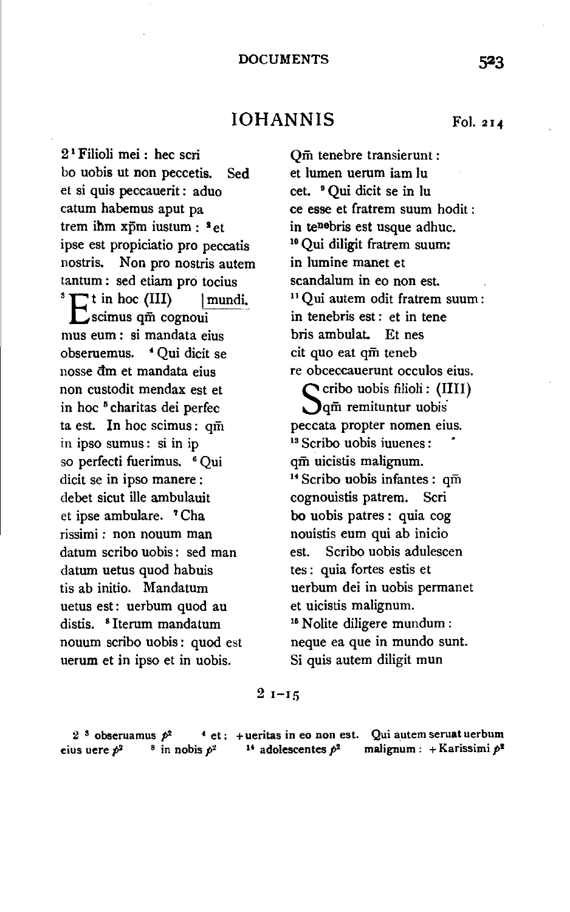# IOHANNIS

Fol. 214

2 [1] Filioli mei : hec scri
bo uobis ut non peccetis. Sed
et si quis peccauerit : aduo
catum habemus aput pa
trem ihm xpm iustum : [2] et
ipse est propiciatio pro peccatis
nostris. Non pro nostris autem
tantum : sed etiam pro tocius
mundi.

[3] Et in hoc (III)
scimus qm cognoui
mus eum : si mandata eius
obseruemus. [4] Qui dicit se
nosse dm et mandata eius
non custodit mendax est et
in hoc [5] charitas dei perfec
ta est. In hoc scimus : qm
in ipso sumus : si in ip
so perfecti fuerimus. [6] Qui
dicit se in ipso manere :
debet sicut ille ambulauit
et ipse ambulare. [7] Cha
rissimi : non nouum man
datum scribo uobis : sed man
datum uetus quod habuis
tis ab initio. Mandatum
uetus est : uerbum quod au
distis. [8] Iterum mandatum
nouum scribo uobis : quod est
uerum et in ipso et in uobis.
Qm tenebre transierunt :
et lumen uerum iam lu
cet. [9] Qui dicit se in lu
ce esse et fratrem suum hodit :
in tenebris est usque adhuc.
[10] Qui diligit fratrem suum :
in lumine manet et
scandalum in eo non est.
[11] Qui autem odit fratrem suum :
in tenebris est : et in tene
bris ambulat. Et nes
cit quo eat qm teneb
re obceccauerunt occulos eius.

Scribo uobis filioli : (IIII)
qm remituntur uobis
peccata propter nomen eius.
[13] Scribo uobis iuuenes :
qm uicistis malignum.
[14] Scribo uobis infantes : qm
cognouistis patrem. Scri
bo uobis patres : quia cog
nouistis eum qui ab inicio
est. Scribo uobis adulescen
tes : quia fortes estis et
uerbum dei in uobis permanet
et uicistis malignum.
[15] Nolite diligere mundum :
neque ea que in mundo sunt.
Si quis autem diligit mun

2 1–15

2 [3] obseruamus $p^2$ [4] et : + ueritas in eo non est. Qui autem seruat uerbum eius uere $p^2$ [8] in nobis $p^2$ [14] adolescentes $p^2$ malignum : + Karissimi $p^2$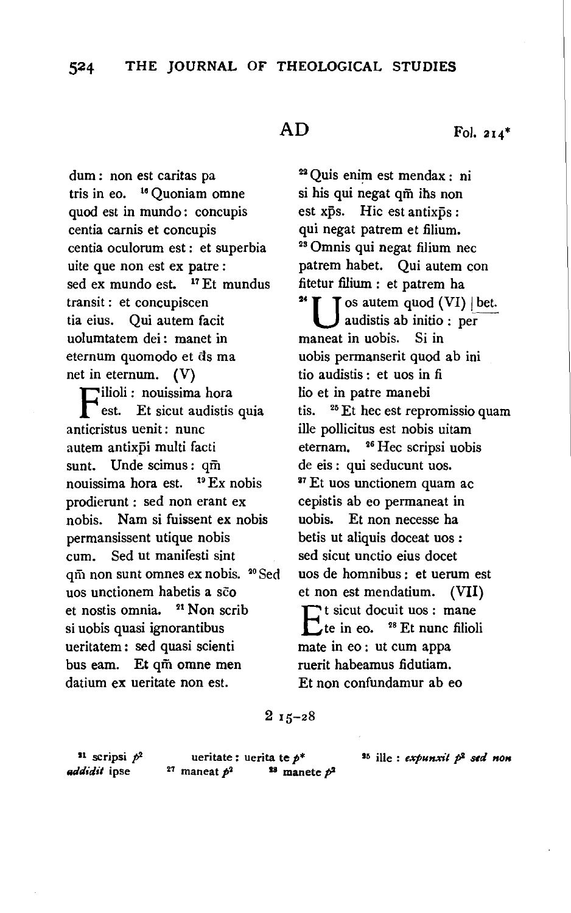AD Fol. 214*

dum: non est caritas pa
tris in eo. [16] Quoniam omne
quod est in mundo: concupis
centia carnis et concupis
centia oculorum est: et superbia
uite que non est ex patre:
sed ex mundo est. [17] Et mundus
transit: et concupiscen
tia eius. Qui autem facit
uolumtatem dei: manet in
eternum quomodo et d̄s ma
net in eternum. (V)

Filioli: nouissima hora
est. Et sicut audistis quia
anticristus uenit: nunc
autem antixp̄i multi facti
sunt. Unde scimus: qm̄
nouissima hora est. [19] Ex nobis
prodierunt: sed non erant ex
nobis. Nam si fuissent ex nobis
permansissent utique nobis
cum. Sed ut manifesti sint
qm̄ non sunt omnes ex nobis. [20] Sed
uos unctionem habetis a sc̄o
et nostis omnia. [21] Non scrib
si uobis quasi ignorantibus
ueritatem: sed quasi scienti
bus eam. Et qm̄ omne men
datium ex ueritate non est.

[22] Quis enim est mendax: ni
si his qui negat qm̄ ih̄s non
est xp̄s. Hic est antixp̄s:
qui negat patrem et filium.
[23] Omnis qui negat filium nec
patrem habet. Qui autem con
fitetur filium: et patrem ha
[24] Uos autem quod (VI) | bet.
audistis ab initio: per
maneat in uobis. Si in
uobis permanserit quod ab ini
tio audistis: et uos in fi
lio et in patre manebi
tis. [25] Et hec est repromissio quam
ille pollicitus est nobis uitam
eternam. [26] Hec scripsi uobis
de eis: qui seducunt uos.
[27] Et uos unctionem quam ac
cepistis ab eo permaneat in
uobis. Et non necesse ha
betis ut aliquis doceat uos:
sed sicut unctio eius docet
uos de homnibus: et uerum est
et non est mendatium. (VII)

Et sicut docuit uos: mane
te in eo. [28] Et nunc filioli
mate in eo: ut cum appa
ruerit habeamus fidutiam.
Et non confundamur ab eo

2 15–28

[21] scripsi $p^2$ *addidit* ipse ueritate: uerita te $p^*$ [27] maneat $p^2$ [28] manete $p^2$ [25] ille: *expunxit* $p^2$ *sed non*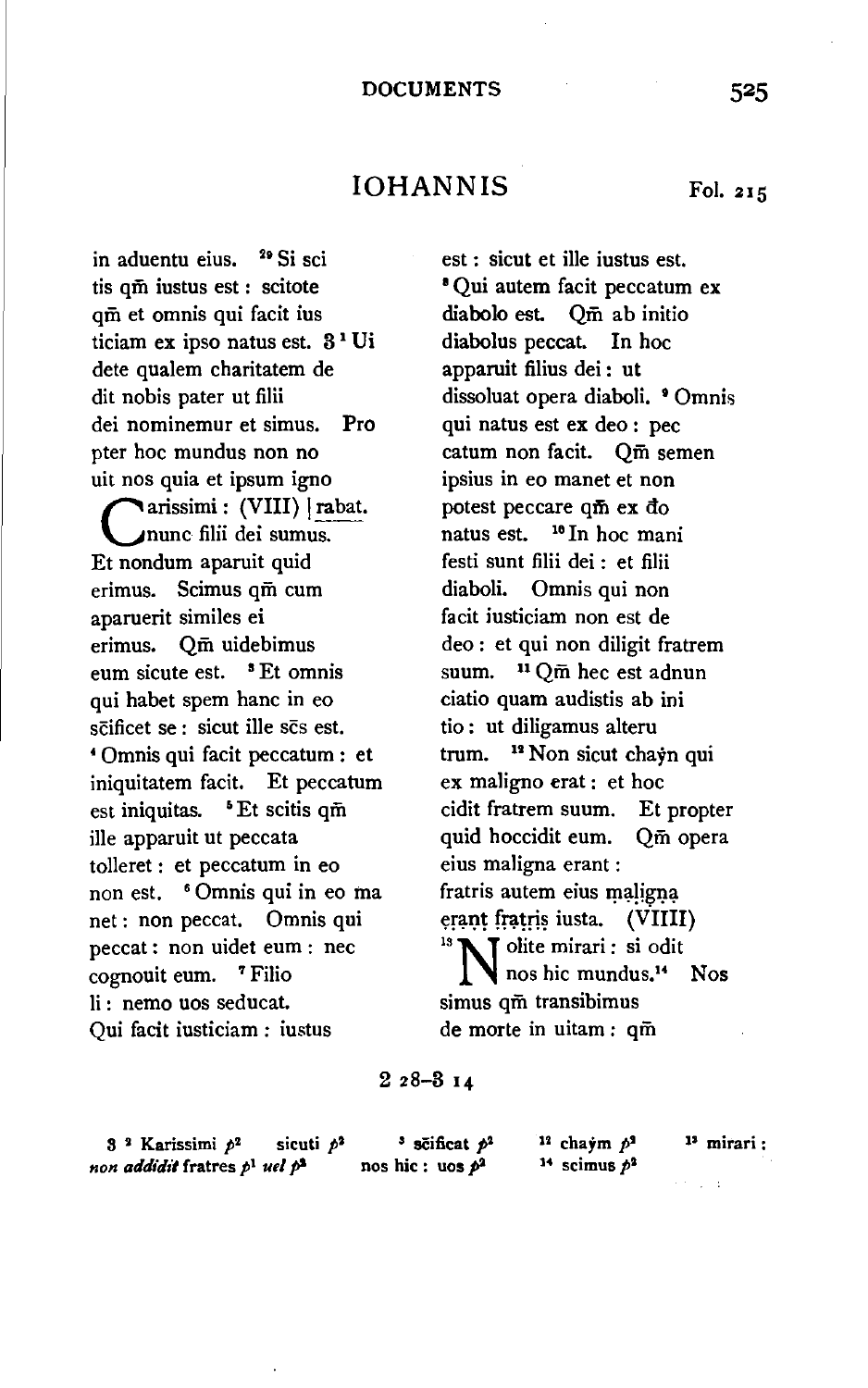# IOHANNIS

Fol. 215

in aduentu eius. [29] Si sci
tis qm̄ iustus est : scitote
qm̄ et omnis qui facit ius
ticiam ex ipso natus est. 3 [1] Ui
dete qualem charitatem de
dit nobis pater ut filii
dei nominemur et simus. Pro
pter hoc mundus non no
uit nos quia et ipsum igno
Carissimi : (VIII) | rabat.
nunc filii dei sumus.
Et nondum aparuit quid
erimus. Scimus qm̄ cum
aparuerit similes ei
erimus. Qm̄ uidebimus
eum sicute est. [3] Et omnis
qui habet spem hanc in eo
sc̄ificet se : sicut ille sc̄s est.
[4] Omnis qui facit peccatum : et
iniquitatem facit. Et peccatum
est iniquitas. [5] Et scitis qm̄
ille apparuit ut peccata
tolleret : et peccatum in eo
non est. [6] Omnis qui in eo ma
net : non peccat. Omnis qui
peccat : non uidet eum : nec
cognouit eum. [7] Filio
li : nemo uos seducat.
Qui facit iusticiam : iustus

est : sicut et ille iustus est.
[8] Qui autem facit peccatum ex
diabolo est. Qm̄ ab initio
diabolus peccat. In hoc
apparuit filius dei : ut
dissoluat opera diaboli. [9] Omnis
qui natus est ex deo : pec
catum non facit. Qm̄ semen
ipsius in eo manet et non
potest peccare qm̄ ex d̄o
natus est. [10] In hoc mani
festi sunt filii dei : et filii
diaboli. Omnis qui non
facit iusticiam non est de
deo : et qui non diligit fratrem
suum. [11] Qm̄ hec est adnun
ciatio quam audistis ab ini
tio : ut diligamus alteru
trum. [12] Non sicut chaẏn qui
ex maligno erat : et hoc
cidit fratrem suum. Et propter
quid hoccidit eum. Qm̄ opera
eius maligna erant :
fratris autem eius maligna
erant fratris iusta. (VIIII)
[13] Nolite mirari : si odit
nos hic mundus.[14] Nos
simus qm̄ transibimus
de morte in uitam : qm̄

2 28–3 14

3 [2] Karissimi *p*[2] sicuti *p*[2] [3] sc̄ificat *p*[2] [12] chaẏm *p*[2] [13] mirari :
*non addidit* fratres *p*[1] *uel p*[2] nos hic : uos *p*[2] [14] scimus *p*[2]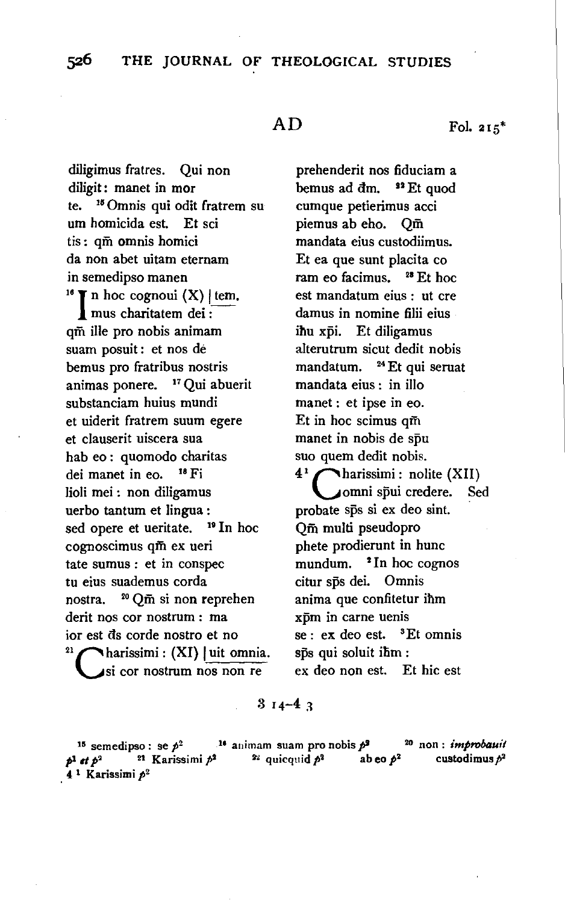AD Fol. 215*

diligimus fratres. Qui non
diligit: manet in mor
te. [15] Omnis qui odit fratrem su
um homicida est. Et sci
tis: qm̄ omnis homici
da non abet uitam eternam
in semedipso manen
[16] In hoc cognoui (X) | tem.
mus charitatem dei:
qm̄ ille pro nobis animam
suam posuit: et nos de
bemus pro fratribus nostris
animas ponere. [17] Qui abuerit
substanciam huius mundi
et uiderit fratrem suum egere
et clauserit uiscera sua
hab eo: quomodo charitas
dei manet in eo. [18] Fi
lioli mei: non diligamus
uerbo tantum et lingua:
sed opere et ueritate. [19] In hoc
cognoscimus qm̄ ex ueri
tate sumus: et in conspec
tu eius suademus corda
nostra. [20] Qm̄ si non reprehen
derit nos cor nostrum: ma
ior est d̄s corde nostro et no
[21] Charissimi: (XI) | uit omnia.
si cor nostrum nos non re
prehenderit nos fiduciam a
bemus ad d̄m. [22] Et quod
cumque petierimus acci
piemus ab eho. Qm̄
mandata eius custodiimus.
Et ea que sunt placita co
ram eo facimus. [23] Et hoc
est mandatum eius: ut cre
damus in nomine filii eius
ih̄u xp̄i. Et diligamus
alterutrum sicut dedit nobis
mandatum. [24] Et qui seruat
mandata eius: in illo
manet: et ipse in eo.
Et in hoc scimus qm̄
manet in nobis de sp̄u
suo quem dedit nobis.
4 [1] Charissimi: nolite (XII)
omni sp̄ui credere. Sed
probate sp̄s si ex deo sint.
Qm̄ multi pseudopro
phete prodierunt in hunc
mundum. [2] In hoc cognos
citur sp̄s dei. Omnis
anima que confitetur ih̄m
xp̄m in carne uenis
se: ex deo est. [3] Et omnis
sp̄s qui soluit ih̄m:
ex deo non est. Et hic est

3 14–4 3

[15] semedipso: se $p^2$ [16] animam suam pro nobis $p^2$ [20] non: *improbauit* $p^1$ *et* $p^2$ [21] Karissimi $p^2$ [22] quicquid $p^2$ ab eo $p^2$ custodimus $p^2$
4 [1] Karissimi $p^2$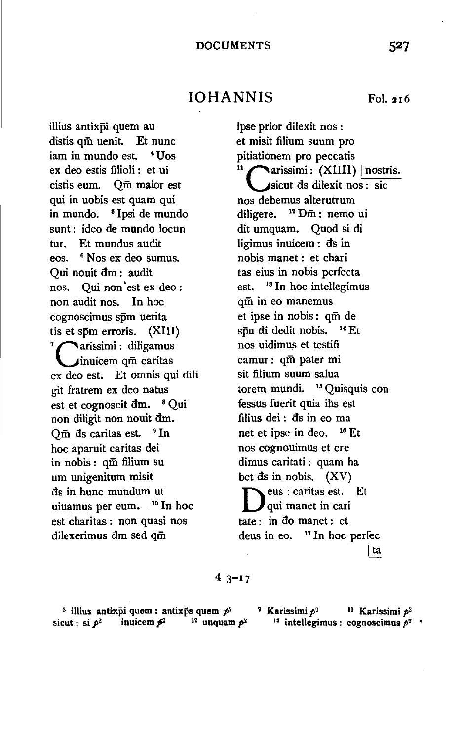# IOHANNIS

Fol. 216

illius antixp̄i quem au
distis qm̄ uenit. Et nunc
iam in mundo est. [4] Uos
ex deo estis filioli : et ui
cistis eum. Qm̄ maior est
qui in uobis est quam qui
in mundo. [5] Ipsi de mundo
sunt : ideo de mundo locun
tur. Et mundus audit
eos. [6] Nos ex deo sumus.
Qui nouit d̄m : audit
nos. Qui non est ex deo :
non audit nos. In hoc
cognoscimus sp̄m uerita
tis et sp̄m erroris. (XIII)
[7] Carissimi : diligamus
inuicem qm̄ caritas
ex deo est. Et omnis qui dili
git fratrem ex deo natus
est et cognoscit d̄m. [8] Qui
non diligit non nouit d̄m.
Qm̄ d̄s caritas est. [9] In
hoc aparuit caritas dei
in nobis : qm̄ filium su
um unigenitum misit
d̄s in hunc mundum ut
uiuamus per eum. [10] In hoc
est charitas : non quasi nos
dilexerimus d̄m sed qm̄
ipse prior dilexit nos :
et misit filium suum pro
pitiationem pro peccatis
[11] Carissimi : (XIIII) | nostris.
sicut d̄s dilexit nos : sic
nos debemus alterutrum
diligere. [12] Dm̄ : nemo ui
dit umquam. Quod si di
ligimus inuicem : d̄s in
nobis manet : et chari
tas eius in nobis perfecta
est. [13] In hoc intellegimus
qm̄ in eo manemus
et ipse in nobis : qm̄ de
sp̄u d̄i dedit nobis. [14] Et
nos uidimus et testifi
camur : qm̄ pater mi
sit filium suum salua
torem mundi. [15] Quisquis con
fessus fuerit quia ih̄s est
filius dei : d̄s in eo ma
net et ipse in deo. [16] Et
nos cognouimus et cre
dimus caritati : quam ha
bet d̄s in nobis. (XV)
Deus : caritas est. Et
qui manet in cari
tate : in d̄o manet : et
deus in eo. [17] In hoc perfec
| ta

4 3–17

[3] **illius antixp̄i quem : antixp̄s quem** *p*[2] [7] **Karissimi** *p*[2] [11] **Karissimi** *p*[2]
**sicut : si** *p*[2] **inuicem** *p*[2] [12] **unquam** *p*[2] [13] **intellegimus : cognoscimus** *p*[2]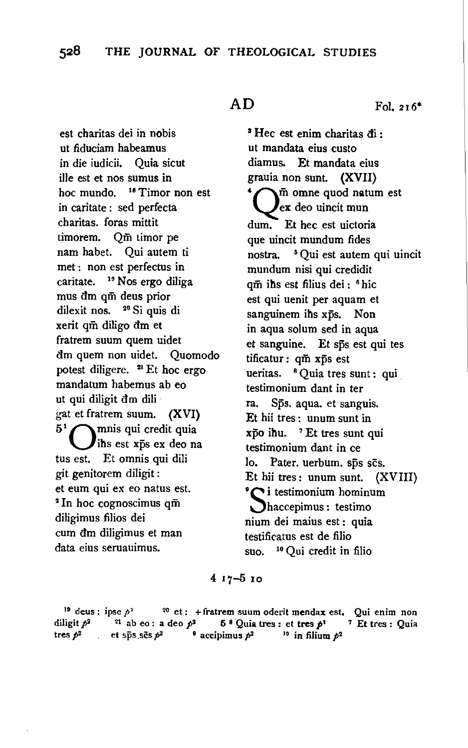AD Fol. 216*

est charitas dei in nobis
ut fiduciam habeamus
in die iudicii. Quia sicut
ille est et nos sumus in
hoc mundo. [18] Timor non est
in caritate: sed perfecta
charitas. foras mittit
timorem. Qm̄ timor pe
nam habet. Qui autem ti
met: non est perfectus in
caritate. [19] Nos ergo diliga
mus d̄m qm̄ deus prior
dilexit nos. [20] Si quis di
xerit qm̄ diligo d̄m et
fratrem suum quem uidet
d̄m quem non uidet. Quomodo
potest diligere. [21] Et hoc ergo
mandatum habemus ab eo
ut qui diligit d̄m dili
gat et fratrem suum. (XVI)
5 [1] Omnis qui credit quia
ih̄s est xp̄s ex deo na
tus est. Et omnis qui dili
git genitorem diligit:
et eum qui ex eo natus est.
[2] In hoc cognoscimus qm̄
diligimus filios dei
cum d̄m diligimus et man
data eius seruauimus.

[3] Hec est enim charitas d̄i:
ut mandata eius custo
diamus. Et mandata eius
grauia non sunt. (XVII)
[4] Qm̄ omne quod natum est
ex deo uincit mun
dum. Et hec est uictoria
que uincit mundum fides
nostra. [5] Qui est autem qui uincit
mundum nisi qui credidit
qm̄ ih̄s est filius dei: [6] hic
est qui uenit per aquam et
sanguinem ih̄s xp̄s. Non
in aqua solum sed in aqua
et sanguine. Et sp̄s est qui tes
tificatur: qm̄ xp̄s est
ueritas. [8] Quia tres sunt: qui
testimonium dant in ter
ra. Sp̄s. aqua. et sanguis.
Et hii tres: unum sunt in
xp̄o ih̄u. [7] Et tres sunt qui
testimonium dant in ce
lo. Pater. uerbum. sp̄s sc̄s.
Et hii tres: unum sunt. (XVIII)
[9] Si testimonium hominum
haccepimus: testimo
nium dei maius est: quia
testificatus est de filio
suo. [10] Qui credit in filio

4 17–5 10

[19] deus: ipse $p^2$ [20] et: + fratrem suum oderit mendax est. Qui enim non diligit $p^2$ [21] ab eo: a deo $p^2$ 5 [8] Quia tres: et tres $p^1$ [7] Et tres: Quia tres $p^2$ et sp̄s sc̄s $p^2$ [9] accipimus $p^2$ [10] in filium $p^2$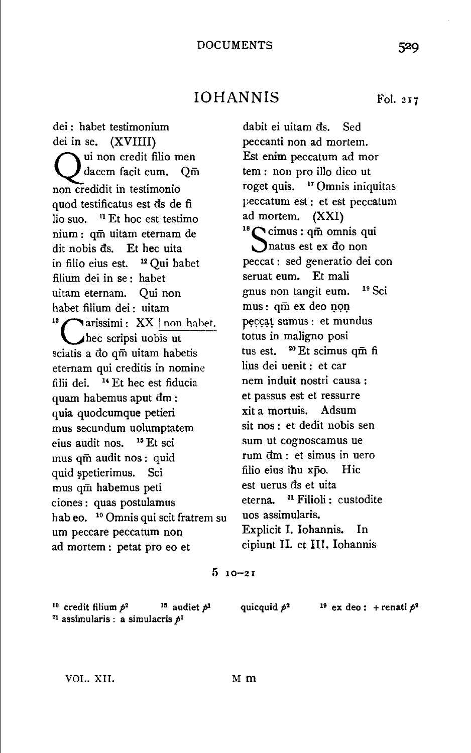# IOHANNIS

Fol. 217

dei : habet testimonium
dei in se. (XVIIII)
Qui non credit filio men
dacem facit eum. Qm̄
non credidit in testimonio
quod testificatus est d̄s de fi
lio suo. [11] Et hoc est testimo
nium : qm̄ uitam eternam de
dit nobis d̄s. Et hec uita
in filio eius est. [12] Qui habet
filium dei in se : habet
uitam eternam. Qui non
habet filium dei : uitam
[13] Carissimi : XX | non habet.
hec scripsi uobis ut
sciatis a d̄o qm̄ uitam habetis
eternam qui creditis in nomine
filii dei. [14] Et hec est fiducia
quam habemus aput d̄m :
quia quodcumque petieri
mus secundum uolumptatem
eius audit nos. [15] Et sci
mus qm̄ audit nos : quid
quid ṣpetierimus. Sci
mus qm̄ habemus peti
ciones : quas postulamus
hab eo. [16] Omnis qui scit fratrem su
um peccare peccatum non
ad mortem : petat pro eo et
dabit ei uitam d̄s. Sed
peccanti non ad mortem.
Est enim peccatum ad mor
tem : non pro illo dico ut
roget quis. [17] Omnis iniquitas
peccatum est : et est peccatum
ad mortem. (XXI)
[18] Scimus : qm̄ omnis qui
natus est ex d̄o non
peccat : sed generatio dei con
seruat eum. Et mali
gnus non tangit eum. [19] Sci
mus : qm̄ ex deo ṇọṇ
p̣ẹc̣c̣ạṭ sumus : et mundus
totus in maligno posi
tus est. [20] Et scimus qm̄ fi
lius dei uenit : et car
nem induit nostri causa :
et passus est et ressurre
xit a mortuis. Adsum
sit nos : et dedit nobis sen
sum ut cognoscamus ue
rum d̄m : et simus in uero
filio eius ih̄u xp̄o. Hic
est uerus d̄s et uita
eterna. [21] Filioli : custodite
uos assimularis.
Explicit I. Iohannis. In
cipiunt II. et III. Iohannis

5 10–21

[10] credit filium $p^2$ [15] audiet $p^1$ quicquid $p^2$ [19] ex deo : + renati $p^2$
[21] assimularis : a simulacris $p^2$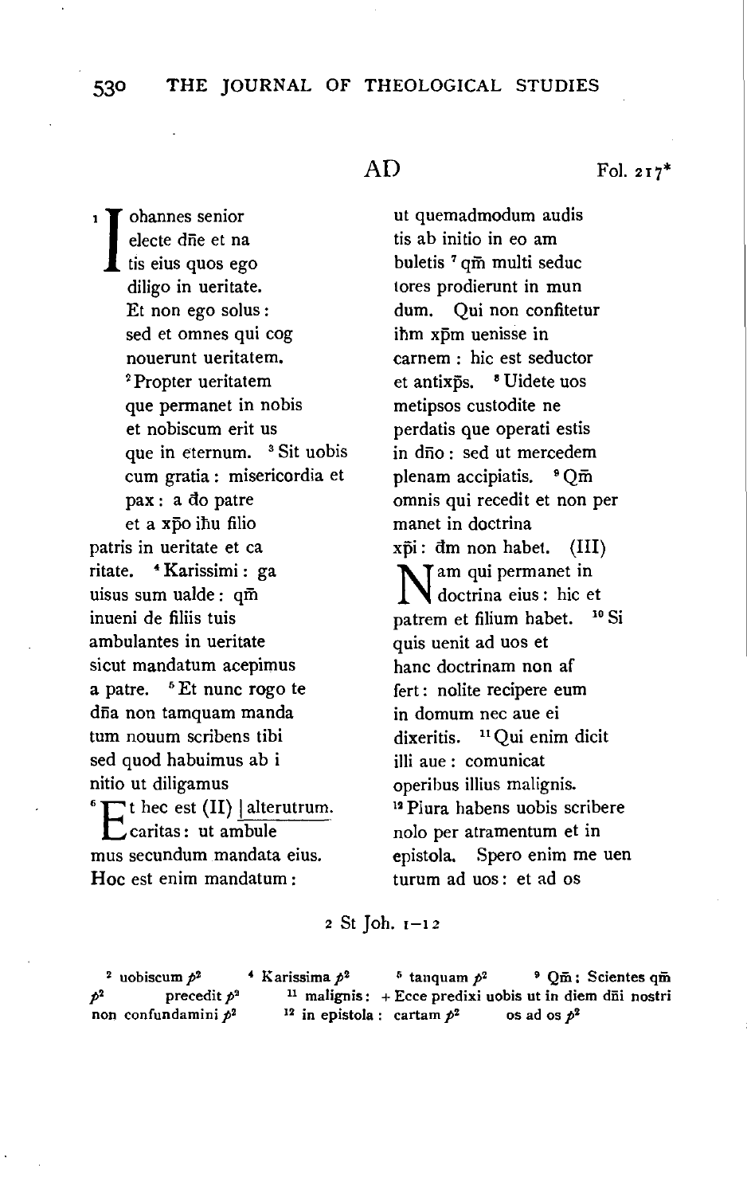AD Fol. 217*

[1] Iohannes senior
electe dn̄e et na
tis eius quos ego
diligo in ueritate.
Et non ego solus:
sed et omnes qui cog
nouerunt ueritatem.
[2] Propter ueritatem
que permanet in nobis
et nobiscum erit us
que in eternum. [3] Sit uobis
cum gratia: misericordia et
pax: a d̄o patre
et a xp̄o ih̄u filio
patris in ueritate et ca
ritate. [4] Karissimi: ga
uisus sum ualde: qm̄
inueni de filiis tuis
ambulantes in ueritate
sicut mandatum acepimus
a patre. [5] Et nunc rogo te
dn̄a non tamquam manda
tum nouum scribens tibi
sed quod habuimus ab i
nitio ut diligamus
[6] Et hec est (II) | alterutrum.
caritas: ut ambule
mus secundum mandata eius.
Hoc est enim mandatum:

ut quemadmodum audis
tis ab initio in eo am
buletis [7] qm̄ multi seduc
tores prodierunt in mun
dum. Qui non confitetur
ih̄m xp̄m uenisse in
carnem: hic est seductor
et antixp̄s. [8] Uidete uos
metipsos custodite ne
perdatis que operati estis
in dn̄o: sed ut mercedem
plenam accipiatis. [9] Qm̄
omnis qui recedit et non per
manet in doctrina
xp̄i: d̄m non habet. (III)
Nam qui permanet in
doctrina eius: hic et
patrem et filium habet. [10] Si
quis uenit ad uos et
hanc doctrinam non af
fert: nolite recipere eum
in domum nec aue ei
dixeritis. [11] Qui enim dicit
illi aue: comunicat
operibus illius malignis.
[12] Plura habens uobis scribere
nolo per atramentum et in
epistola. Spero enim me uen
turum ad uos: et ad os

2 St Joh. 1–12

[2] uobiscum $p^2$ [4] Karissima $p^2$ [5] tanquam $p^2$ [9] Qm̄: Scientes qm̄ $p^2$ precedit $p^2$ [11] malignis: + Ecce predixi uobis ut in diem dn̄i nostri non confundamini $p^2$ [12] in epistola: cartam $p^2$ os ad os $p^2$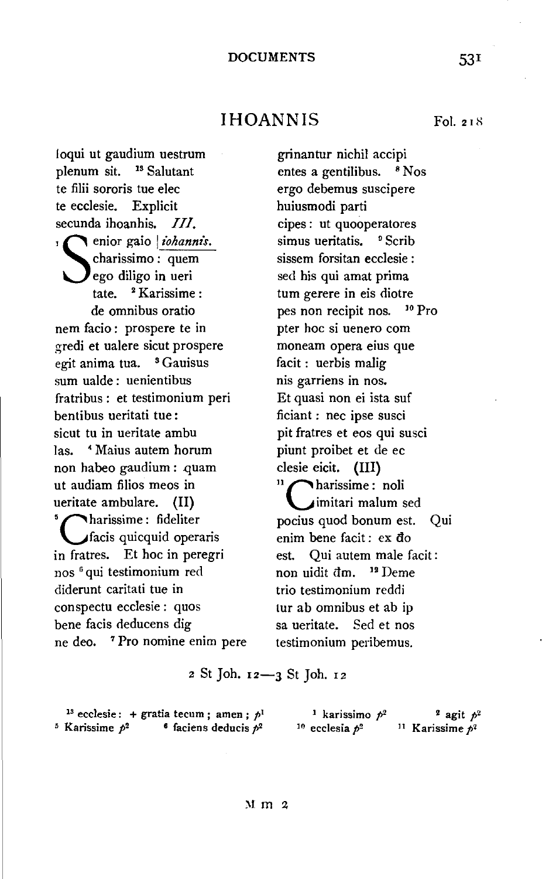## IHOANNIS

Fol. 218

loqui ut gaudium uestrum
plenum sit. [13] Salutant
te filii sororis tue elec
te ecclesie. Explicit
secunda ihoanhis. *III.*
[1] Senior gaio | *iohannis.*
charissimo: quem
ego diligo in ueri
tate. [2] Karissime:
de omnibus oratio
nem facio: prospere te in
gredi et ualere sicut prospere
egit anima tua. [3] Gauisus
sum ualde: uenientibus
fratribus: et testimonium peri
bentibus ueritati tue:
sicut tu in ueritate ambu
las. [4] Maius autem horum
non habeo gaudium: quam
ut audiam filios meos in
ueritate ambulare. (II)
[5] Charissime: fideliter
facis quicquid operaris
in fratres. Et hoc in peregri
nos [6] qui testimonium red
diderunt caritati tue in
conspectu ecclesie: quos
bene facis deducens dig
ne deo. [7] Pro nomine enim pere
grinantur nichil accipi
entes a gentilibus. [8] Nos
ergo debemus suscipere
huiusmodi parti
cipes: ut quooperatores
simus ueritatis. [9] Scrib
sissem forsitan ecclesie:
sed his qui amat prima
tum gerere in eis diotre
pes non recipit nos. [10] Pro
pter hoc si uenero com
moneam opera eius que
facit: uerbis malig
nis garriens in nos.
Et quasi non ei ista suf
ficiant: nec ipse susci
pit fratres et eos qui susci
piunt proibet et de ec
clesie eicit. (III)
[11] Charissime: noli
imitari malum sed
pocius quod bonum est. Qui
enim bene facit: ex đo
est. Qui autem male facit:
non uidit đm. [12] Deme
trio testimonium reddi
tur ab omnibus et ab ip
sa ueritate. Sed et nos
testimonium peribemus.

2 St Joh. 12—3 St Joh. 12

[13] ecclesie: + gratia tecum; amen; $p^1$ [1] karissimo $p^2$ [2] agit $p^2$
[5] Karissime $p^2$ [6] faciens deducis $p^2$ [10] ecclesia $p^2$ [11] Karissime $p^2$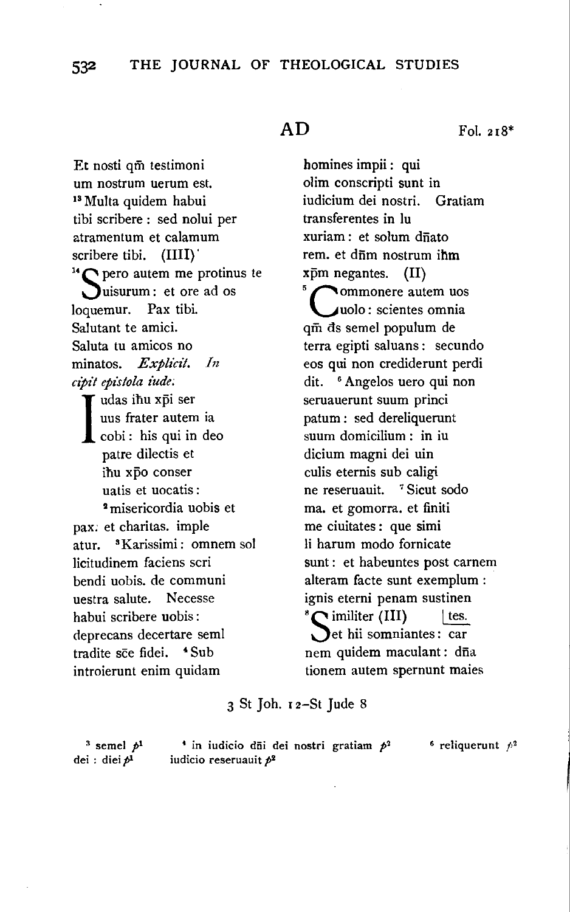AD — Fol. 218*

Et nosti qm̄ testimoni
um nostrum uerum est.
[13] Multa quidem habui
tibi scribere: sed nolui per
atramentum et calamum
scribere tibi. (IIII)
[14] Spero autem me protinus te
uisurum: et ore ad os
loquemur. Pax tibi.
Salutant te amici.
Saluta tu amicos no
minatos. *Explicit. In
cipit epistola iude.*
Iudas ih̄u xp̄i ser
uus frater autem ia
cobi: his qui in deo
patre dilectis et
ih̄u xp̄o conser
uatis et uocatis:
[2] misericordia uobis et
pax. et charitas. imple
atur. [3] Karissimi: omnem sol
licitudinem faciens scri
bendi uobis. de communi
uestra salute. Necesse
habui scribere uobis:
deprecans decertare seml
tradite sc̄e fidei. [4] Sub
introierunt enim quidam

homines impii: qui
olim conscripti sunt in
iudicium dei nostri. Gratiam
transferentes in lu
xuriam: et solum dn̄ato
rem. et dn̄m nostrum ih̄m
xp̄m negantes. (II)
[5] Commonere autem uos
uolo: scientes omnia
qm̄ d̄s semel populum de
terra egipti saluans: secundo
eos qui non crediderunt perdi
dit. [6] Angelos uero qui non
seruauerunt suum princi
patum: sed dereliquerunt
suum domicilium: in iu
dicium magni dei uin
culis eternis sub caligi
ne reseruauit. [7] Sicut sodo
ma. et gomorra. et finiti
me ciuitates: que simi
li harum modo fornicate
sunt: et habeuntes post carnem
alteram facte sunt exemplum:
ignis eterni penam sustinen
tes.
[8] Similiter (III)
et hii somniantes: car
nem quidem maculant: dn̄a
tionem autem spernunt maies

3 St Joh. 12–St Jude 8

[3] semel $p^1$ dei: diei $p^1$ — [4] in iudicio dn̄i dei nostri gratiam $p^2$ iudicio reseruauit $p^2$ — [6] reliquerunt $p^2$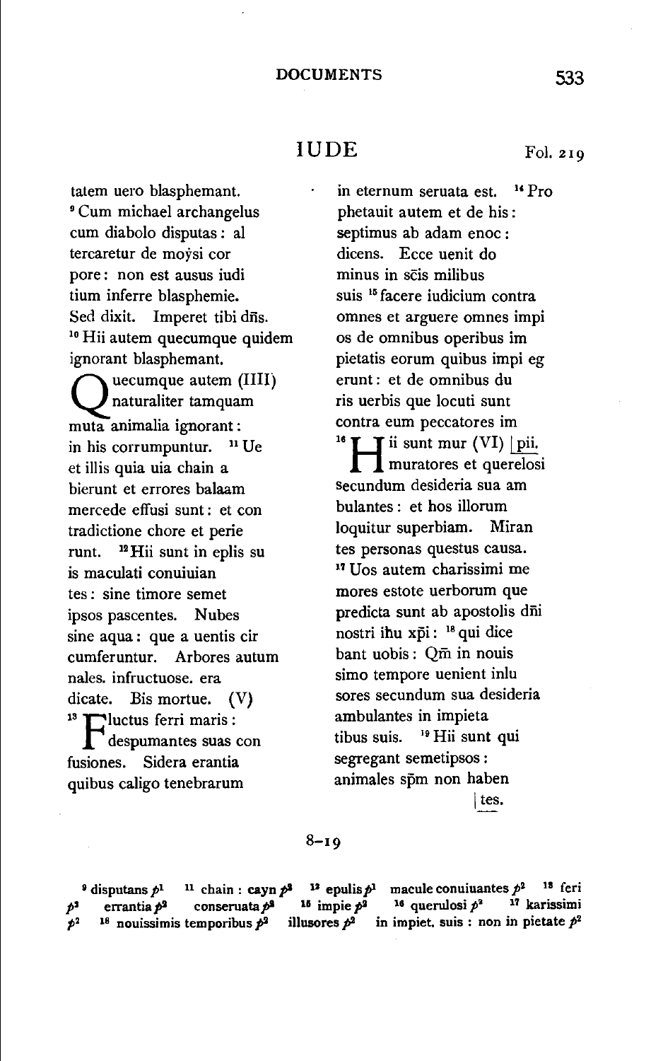## IUDE

Fol. 219

tatem uero blasphemant.
[9] Cum michael archangelus
cum diabolo disputas: al
tercaretur de moÿsi cor
pore: non est ausus iudi
tium inferre blasphemie.
Sed dixit. Imperet tibi dn̄s.
[10] Hii autem quecumque quidem
ignorant blasphemant.
Quecumque autem (IIII)
naturaliter tamquam
muta animalia ignorant:
in his corrumpuntur. [11] Ue
et illis quia uia chain a
bierunt et errores balaam
mercede effusi sunt: et con
tradictione chore et perie
runt. [12] Hii sunt in eplis su
is maculati conuiuian
tes: sine timore semet
ipsos pascentes. Nubes
sine aqua: que a uentis cir
cumferuntur. Arbores autum
nales. infructuose. era
dicate. Bis mortue. (V)
[13] Fluctus ferri maris:
despumantes suas con
fusiones. Sidera erantia
quibus caligo tenebrarum

in eternum seruata est. [14] Pro
phetauit autem et de his:
septimus ab adam enoc:
dicens. Ecce uenit do
minus in scis milibus
suis [15] facere iudicium contra
omnes et arguere omnes impi
os de omnibus operibus im
pietatis eorum quibus impi eg
erunt: et de omnibus du
ris uerbis que locuti sunt
contra eum peccatores im
[16] Hii sunt mur (VI) | pii.
muratores et querelosi
secundum desideria sua am
bulantes: et hos illorum
loquitur superbiam. Miran
tes personas questus causa.
[17] Uos autem charissimi me
mores estote uerborum que
predicta sunt ab apostolis dn̄i
nostri ih̄u xp̄i: [18] qui dice
bant uobis: Qm̄ in nouis
simo tempore uenient inlu
sores secundum sua desideria
ambulantes in impieta
tibus suis. [19] Hii sunt qui
segregant semetipsos:
animales sp̄m non haben
| tes.

8–19

[9] disputans *p*[1] [11] chain : **cayn** *p*[2] [12] **epulis** *p*[1] **macule conuiuantes** *p*[2] [13] **feri** *p*[2] **errantia** *p*[2] **conseruata** *p*[2] [15] **impie** *p*[2] [16] **querulosi** *p*[2] [17] **karissimi** *p*[2] [18] **nouissimis temporibus** *p*[2] **illusores** *p*[2] **in impiet. suis : non in pietate** *p*[2]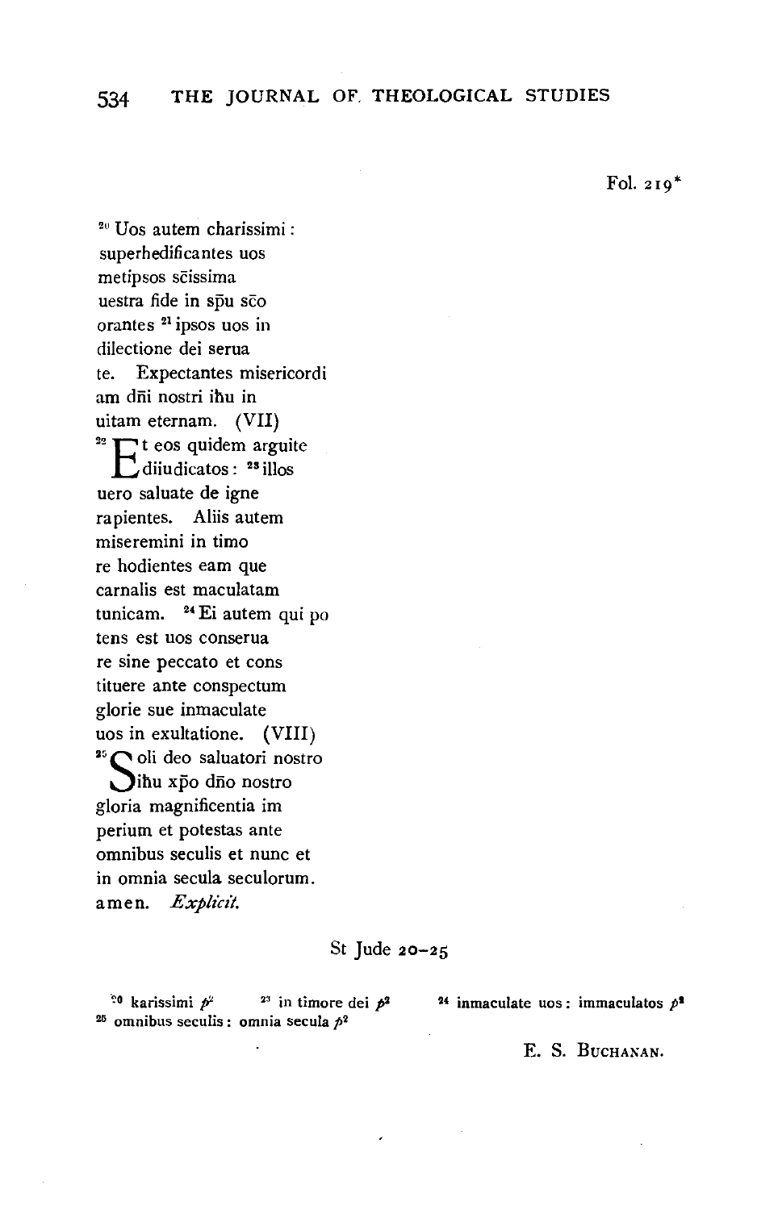Fol. 219*

[20] Uos autem charissimi :
superhedificantes uos
metipsos sc̄issima
uestra fide in sp̄u sc̄o
orantes [21] ipsos uos in
dilectione dei serua
te. Expectantes misericordi
am dn̄i nostri ih̄u in
uitam eternam. (VII)
[22] Et eos quidem arguite
diiudicatos : [23] illos
uero saluate de igne
rapientes. Aliis autem
miseremini in timo
re hodientes eam que
carnalis est maculatam
tunicam. [24] Ei autem qui po
tens est uos conserua
re sine peccato et cons
tituere ante conspectum
glorie sue inmaculate
uos in exultatione. (VIII)
[25] Soli deo saluatori nostro
ih̄u xp̄o dn̄o nostro
gloria magnificentia im
perium et potestas ante
omnibus seculis et nunc et
in omnia secula seculorum.
amen. *Explicit.*

St Jude 20–25

[20] karissimi $p^2$ [23] in timore dei $p^2$ [24] inmaculate uos : immaculatos $p^2$
[25] omnibus seculis : omnia secula $p^2$

E. S. Buchanan.